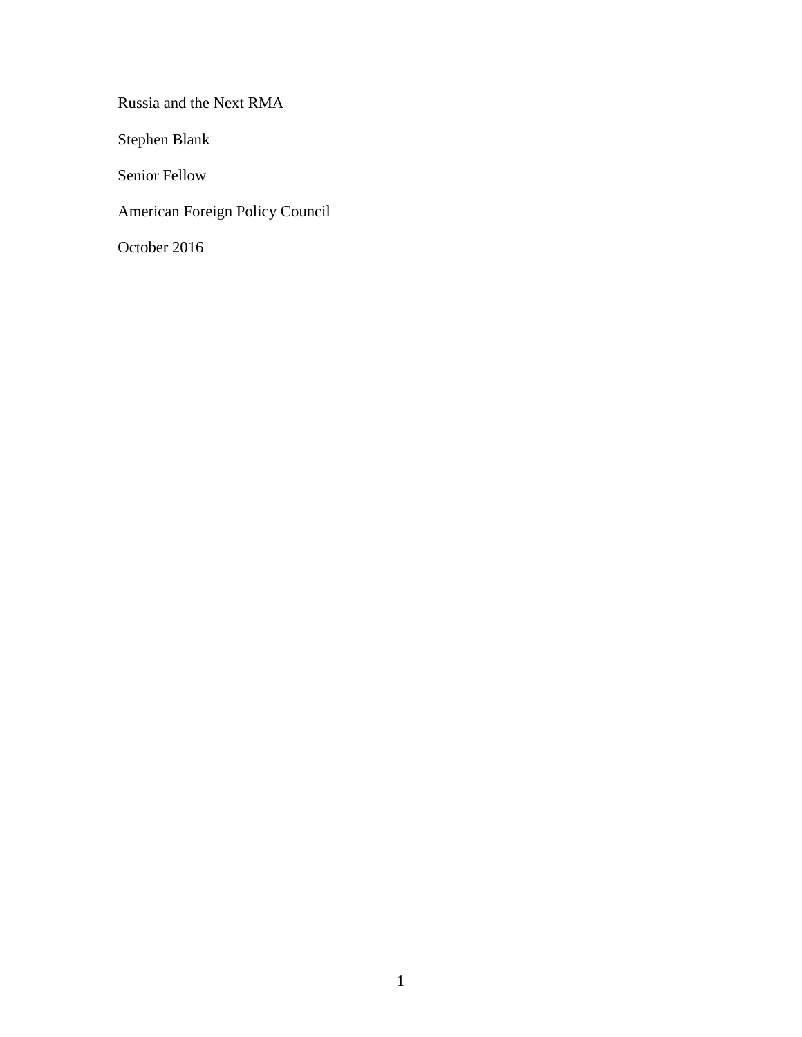Russia and the Next RMA

Stephen Blank

Senior Fellow

American Foreign Policy Council

October 2016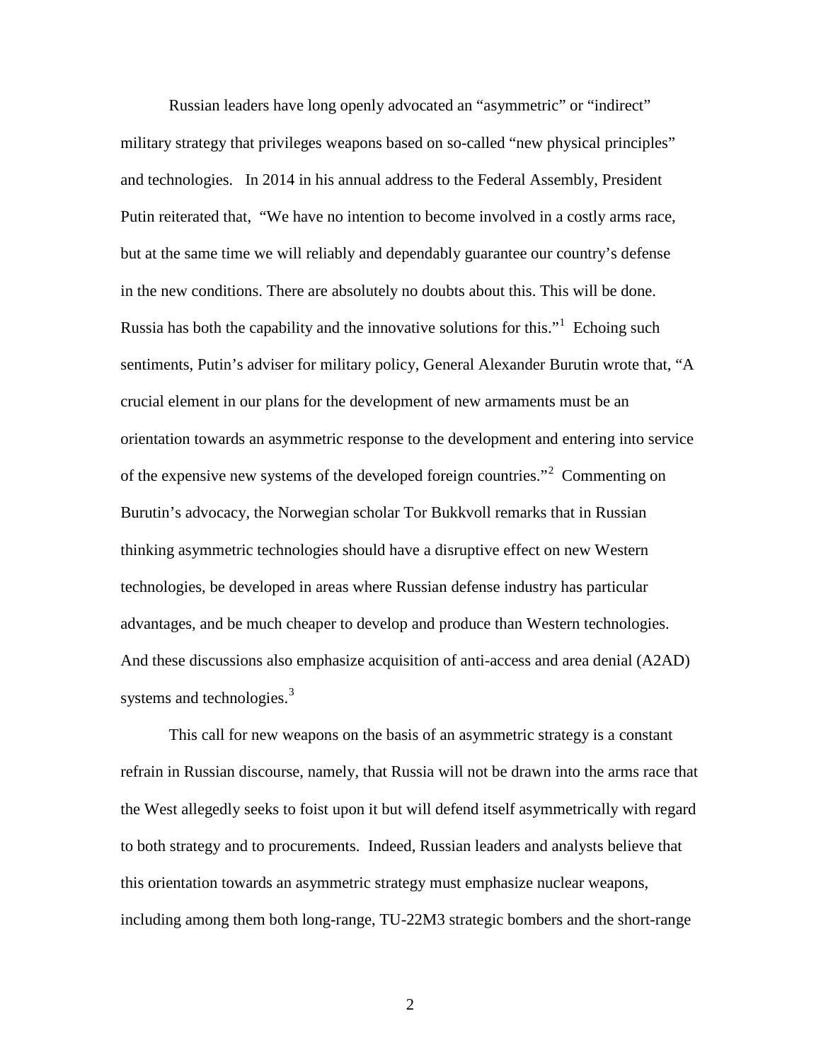Russian leaders have long openly advocated an "asymmetric" or "indirect" military strategy that privileges weapons based on so-called "new physical principles" and technologies. In 2014 in his annual address to the Federal Assembly, President Putin reiterated that, "We have no intention to become involved in a costly arms race, but at the same time we will reliably and dependably guarantee our country's defense in the new conditions. There are absolutely no doubts about this. This will be done. Russia has both the capability and the innovative solutions for this."[1] Echoing such sentiments, Putin's adviser for military policy, General Alexander Burutin wrote that, "A crucial element in our plans for the development of new armaments must be an orientation towards an asymmetric response to the development and entering into service of the expensive new systems of the developed foreign countries."[2] Commenting on Burutin's advocacy, the Norwegian scholar Tor Bukkvoll remarks that in Russian thinking asymmetric technologies should have a disruptive effect on new Western technologies, be developed in areas where Russian defense industry has particular advantages, and be much cheaper to develop and produce than Western technologies. And these discussions also emphasize acquisition of anti-access and area denial (A2AD) systems and technologies.[3]

This call for new weapons on the basis of an asymmetric strategy is a constant refrain in Russian discourse, namely, that Russia will not be drawn into the arms race that the West allegedly seeks to foist upon it but will defend itself asymmetrically with regard to both strategy and to procurements. Indeed, Russian leaders and analysts believe that this orientation towards an asymmetric strategy must emphasize nuclear weapons, including among them both long-range, TU-22M3 strategic bombers and the short-range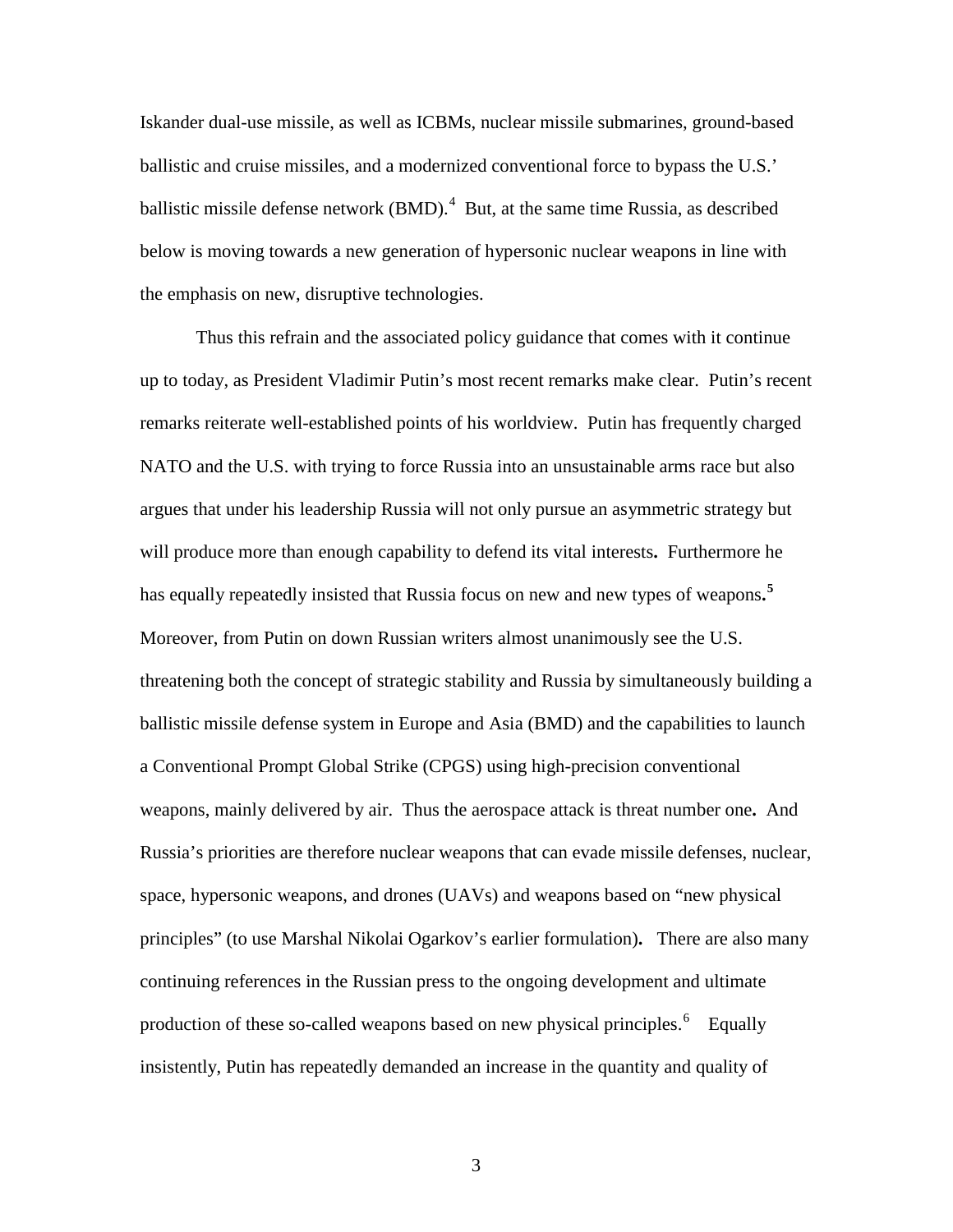Iskander dual-use missile, as well as ICBMs, nuclear missile submarines, ground-based ballistic and cruise missiles, and a modernized conventional force to bypass the U.S.' ballistic missile defense network (BMD).[4] But, at the same time Russia, as described below is moving towards a new generation of hypersonic nuclear weapons in line with the emphasis on new, disruptive technologies.

Thus this refrain and the associated policy guidance that comes with it continue up to today, as President Vladimir Putin's most recent remarks make clear. Putin's recent remarks reiterate well-established points of his worldview. Putin has frequently charged NATO and the U.S. with trying to force Russia into an unsustainable arms race but also argues that under his leadership Russia will not only pursue an asymmetric strategy but will produce more than enough capability to defend its vital interests**.** Furthermore he has equally repeatedly insisted that Russia focus on new and new types of weapons**.**[5] Moreover, from Putin on down Russian writers almost unanimously see the U.S. threatening both the concept of strategic stability and Russia by simultaneously building a ballistic missile defense system in Europe and Asia (BMD) and the capabilities to launch a Conventional Prompt Global Strike (CPGS) using high-precision conventional weapons, mainly delivered by air. Thus the aerospace attack is threat number one**.** And Russia's priorities are therefore nuclear weapons that can evade missile defenses, nuclear, space, hypersonic weapons, and drones (UAVs) and weapons based on "new physical principles" (to use Marshal Nikolai Ogarkov's earlier formulation)**.** There are also many continuing references in the Russian press to the ongoing development and ultimate production of these so-called weapons based on new physical principles.[6] Equally insistently, Putin has repeatedly demanded an increase in the quantity and quality of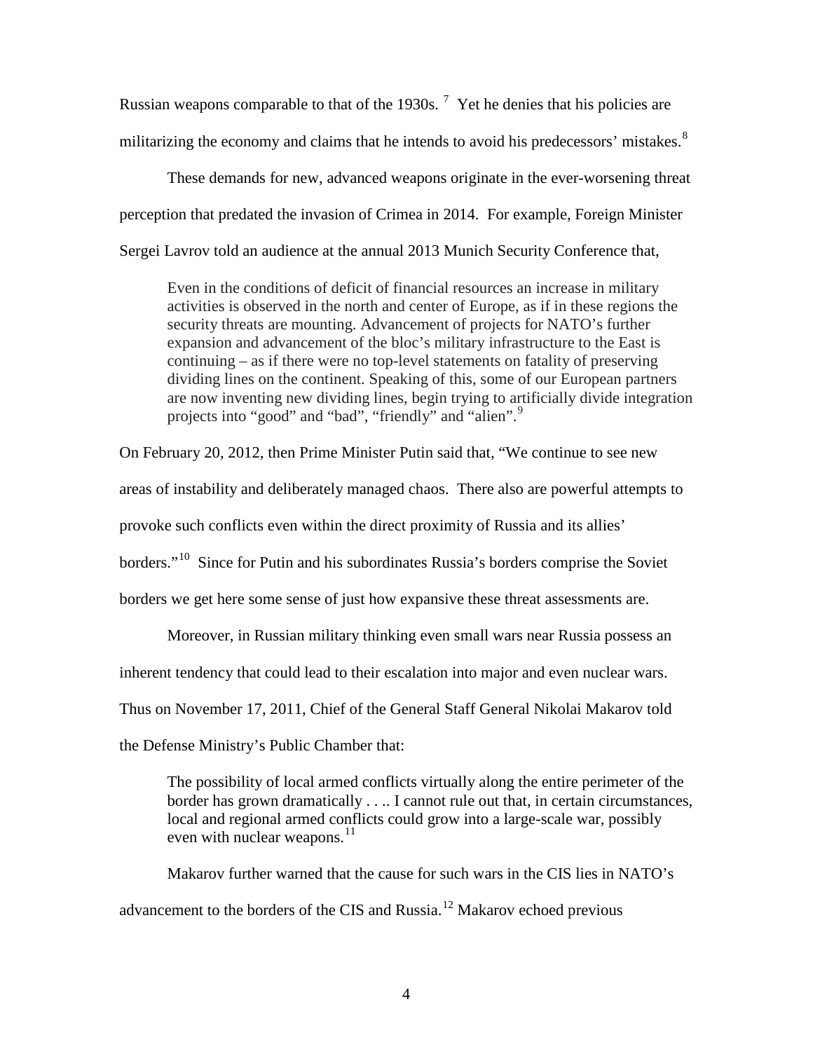Russian weapons comparable to that of the 1930s. [7] Yet he denies that his policies are militarizing the economy and claims that he intends to avoid his predecessors' mistakes.[8]

These demands for new, advanced weapons originate in the ever-worsening threat perception that predated the invasion of Crimea in 2014. For example, Foreign Minister Sergei Lavrov told an audience at the annual 2013 Munich Security Conference that,

> Even in the conditions of deficit of financial resources an increase in military activities is observed in the north and center of Europe, as if in these regions the security threats are mounting. Advancement of projects for NATO's further expansion and advancement of the bloc's military infrastructure to the East is continuing – as if there were no top-level statements on fatality of preserving dividing lines on the continent. Speaking of this, some of our European partners are now inventing new dividing lines, begin trying to artificially divide integration projects into "good" and "bad", "friendly" and "alien".[9]

On February 20, 2012, then Prime Minister Putin said that, "We continue to see new areas of instability and deliberately managed chaos. There also are powerful attempts to provoke such conflicts even within the direct proximity of Russia and its allies' borders."[10] Since for Putin and his subordinates Russia's borders comprise the Soviet borders we get here some sense of just how expansive these threat assessments are.

Moreover, in Russian military thinking even small wars near Russia possess an inherent tendency that could lead to their escalation into major and even nuclear wars. Thus on November 17, 2011, Chief of the General Staff General Nikolai Makarov told the Defense Ministry's Public Chamber that:

> The possibility of local armed conflicts virtually along the entire perimeter of the border has grown dramatically . . .. I cannot rule out that, in certain circumstances, local and regional armed conflicts could grow into a large-scale war, possibly even with nuclear weapons.[11]

Makarov further warned that the cause for such wars in the CIS lies in NATO's advancement to the borders of the CIS and Russia.[12] Makarov echoed previous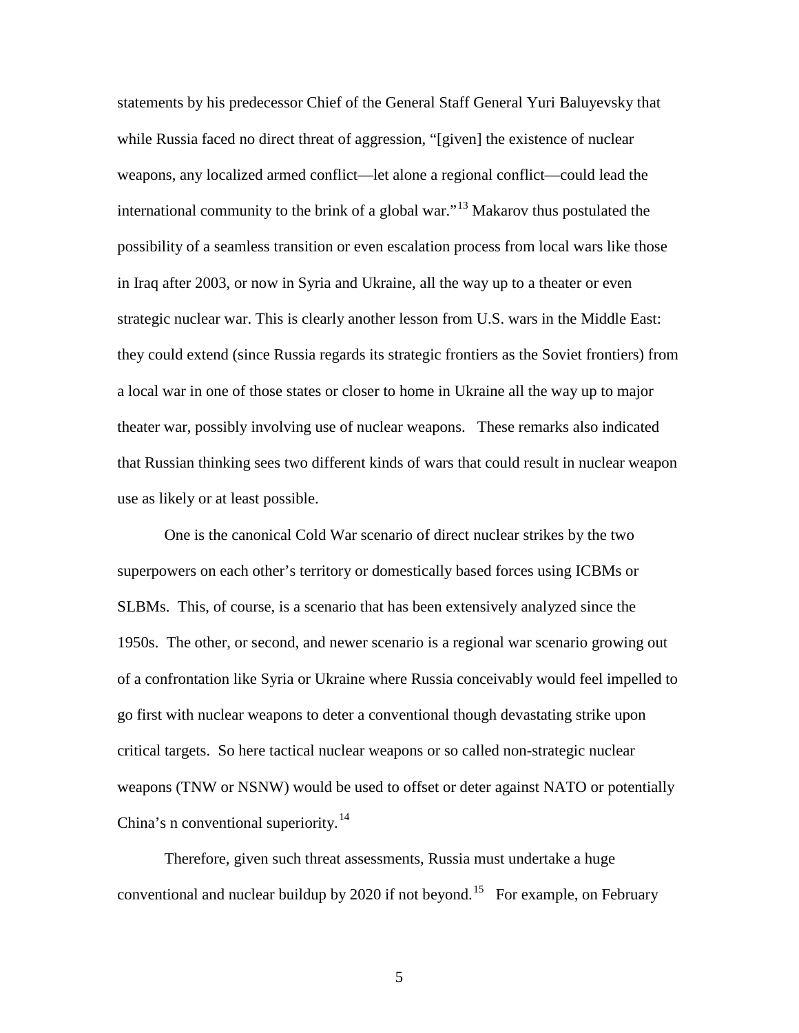statements by his predecessor Chief of the General Staff General Yuri Baluyevsky that while Russia faced no direct threat of aggression, "[given] the existence of nuclear weapons, any localized armed conflict—let alone a regional conflict—could lead the international community to the brink of a global war."[13] Makarov thus postulated the possibility of a seamless transition or even escalation process from local wars like those in Iraq after 2003, or now in Syria and Ukraine, all the way up to a theater or even strategic nuclear war. This is clearly another lesson from U.S. wars in the Middle East: they could extend (since Russia regards its strategic frontiers as the Soviet frontiers) from a local war in one of those states or closer to home in Ukraine all the way up to major theater war, possibly involving use of nuclear weapons. These remarks also indicated that Russian thinking sees two different kinds of wars that could result in nuclear weapon use as likely or at least possible.

One is the canonical Cold War scenario of direct nuclear strikes by the two superpowers on each other's territory or domestically based forces using ICBMs or SLBMs. This, of course, is a scenario that has been extensively analyzed since the 1950s. The other, or second, and newer scenario is a regional war scenario growing out of a confrontation like Syria or Ukraine where Russia conceivably would feel impelled to go first with nuclear weapons to deter a conventional though devastating strike upon critical targets. So here tactical nuclear weapons or so called non-strategic nuclear weapons (TNW or NSNW) would be used to offset or deter against NATO or potentially China's n conventional superiority.[14]

Therefore, given such threat assessments, Russia must undertake a huge conventional and nuclear buildup by 2020 if not beyond.[15] For example, on February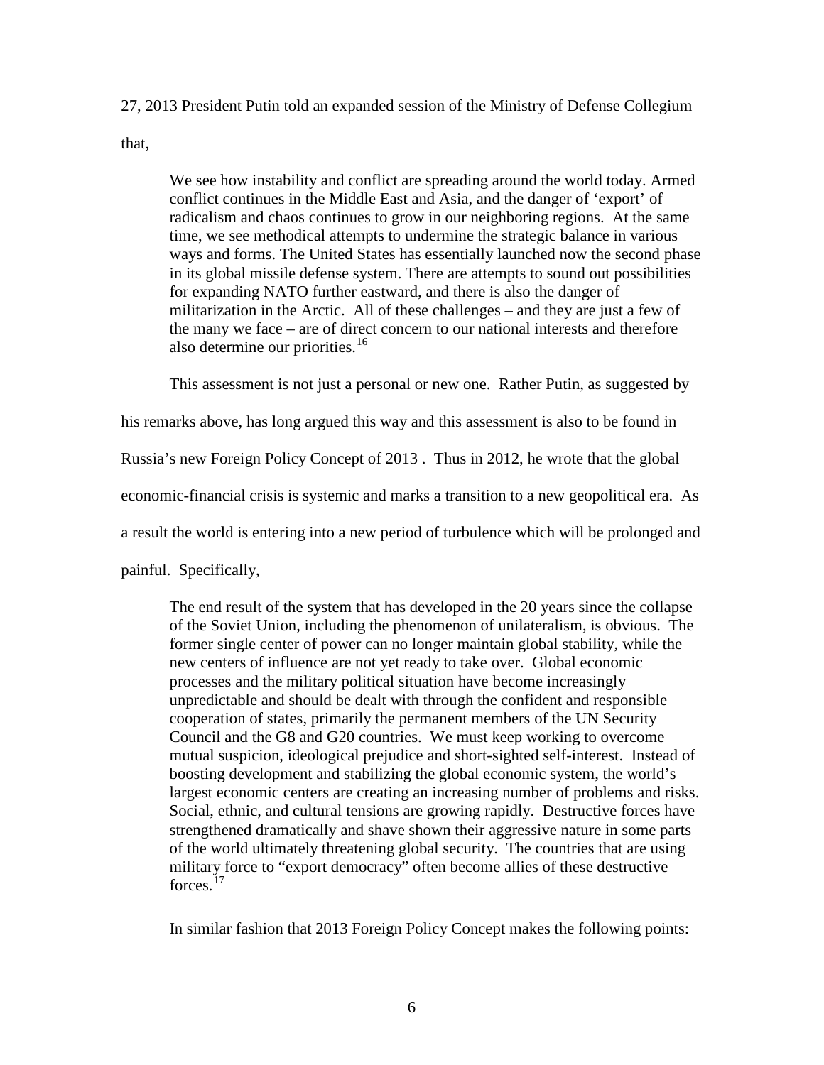27, 2013 President Putin told an expanded session of the Ministry of Defense Collegium that,

> We see how instability and conflict are spreading around the world today. Armed conflict continues in the Middle East and Asia, and the danger of 'export' of radicalism and chaos continues to grow in our neighboring regions. At the same time, we see methodical attempts to undermine the strategic balance in various ways and forms. The United States has essentially launched now the second phase in its global missile defense system. There are attempts to sound out possibilities for expanding NATO further eastward, and there is also the danger of militarization in the Arctic. All of these challenges – and they are just a few of the many we face – are of direct concern to our national interests and therefore also determine our priorities.[16]

This assessment is not just a personal or new one. Rather Putin, as suggested by his remarks above, has long argued this way and this assessment is also to be found in Russia's new Foreign Policy Concept of 2013 . Thus in 2012, he wrote that the global economic-financial crisis is systemic and marks a transition to a new geopolitical era. As a result the world is entering into a new period of turbulence which will be prolonged and painful. Specifically,

> The end result of the system that has developed in the 20 years since the collapse of the Soviet Union, including the phenomenon of unilateralism, is obvious. The former single center of power can no longer maintain global stability, while the new centers of influence are not yet ready to take over. Global economic processes and the military political situation have become increasingly unpredictable and should be dealt with through the confident and responsible cooperation of states, primarily the permanent members of the UN Security Council and the G8 and G20 countries. We must keep working to overcome mutual suspicion, ideological prejudice and short-sighted self-interest. Instead of boosting development and stabilizing the global economic system, the world's largest economic centers are creating an increasing number of problems and risks. Social, ethnic, and cultural tensions are growing rapidly. Destructive forces have strengthened dramatically and shave shown their aggressive nature in some parts of the world ultimately threatening global security. The countries that are using military force to "export democracy" often become allies of these destructive forces.[17]

In similar fashion that 2013 Foreign Policy Concept makes the following points: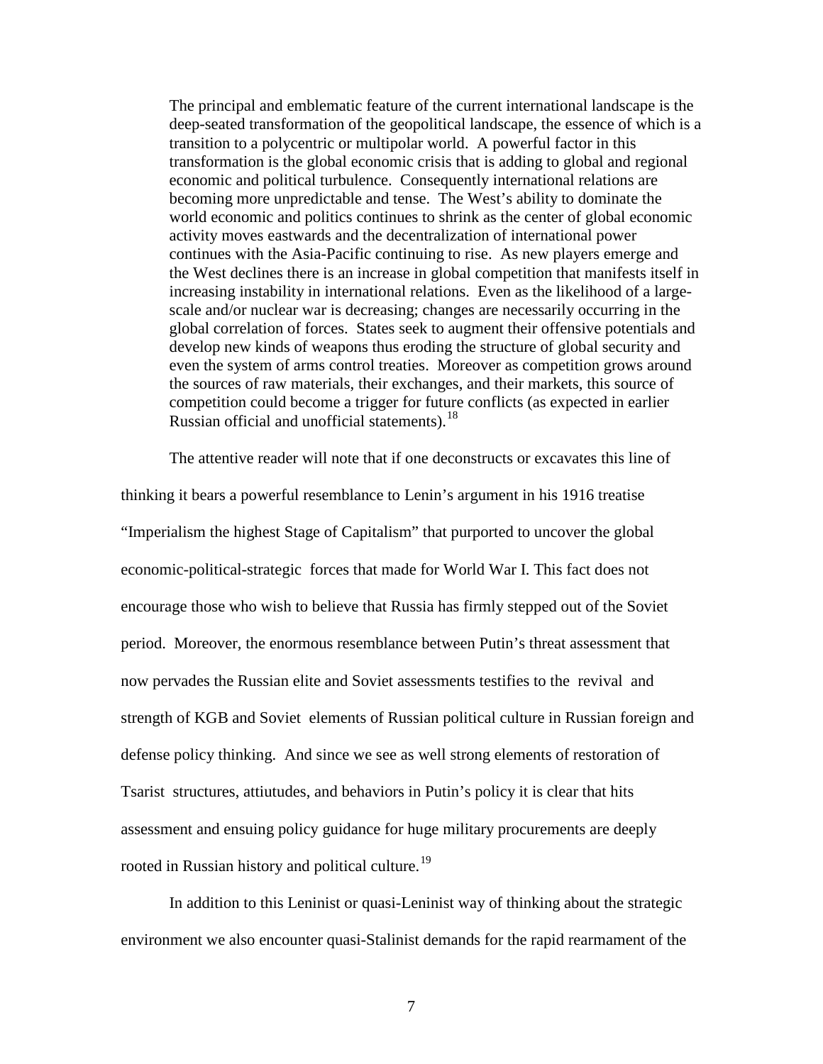> The principal and emblematic feature of the current international landscape is the deep-seated transformation of the geopolitical landscape, the essence of which is a transition to a polycentric or multipolar world. A powerful factor in this transformation is the global economic crisis that is adding to global and regional economic and political turbulence. Consequently international relations are becoming more unpredictable and tense. The West's ability to dominate the world economic and politics continues to shrink as the center of global economic activity moves eastwards and the decentralization of international power continues with the Asia-Pacific continuing to rise. As new players emerge and the West declines there is an increase in global competition that manifests itself in increasing instability in international relations. Even as the likelihood of a large-scale and/or nuclear war is decreasing; changes are necessarily occurring in the global correlation of forces. States seek to augment their offensive potentials and develop new kinds of weapons thus eroding the structure of global security and even the system of arms control treaties. Moreover as competition grows around the sources of raw materials, their exchanges, and their markets, this source of competition could become a trigger for future conflicts (as expected in earlier Russian official and unofficial statements).[18]

The attentive reader will note that if one deconstructs or excavates this line of thinking it bears a powerful resemblance to Lenin's argument in his 1916 treatise "Imperialism the highest Stage of Capitalism" that purported to uncover the global economic-political-strategic forces that made for World War I. This fact does not encourage those who wish to believe that Russia has firmly stepped out of the Soviet period. Moreover, the enormous resemblance between Putin's threat assessment that now pervades the Russian elite and Soviet assessments testifies to the revival and strength of KGB and Soviet elements of Russian political culture in Russian foreign and defense policy thinking. And since we see as well strong elements of restoration of Tsarist structures, attiutudes, and behaviors in Putin's policy it is clear that hits assessment and ensuing policy guidance for huge military procurements are deeply rooted in Russian history and political culture.[19]

In addition to this Leninist or quasi-Leninist way of thinking about the strategic environment we also encounter quasi-Stalinist demands for the rapid rearmament of the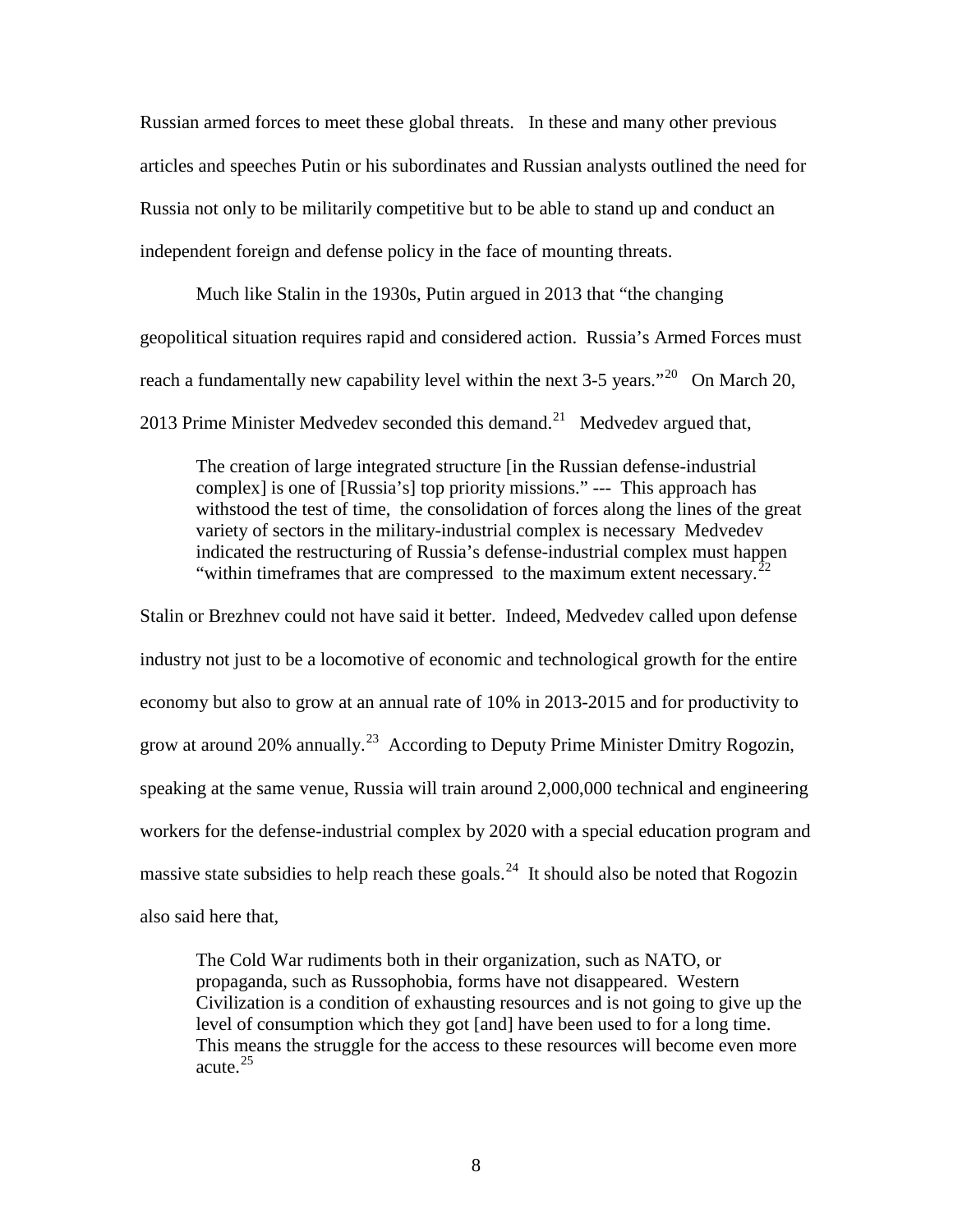Russian armed forces to meet these global threats. In these and many other previous articles and speeches Putin or his subordinates and Russian analysts outlined the need for Russia not only to be militarily competitive but to be able to stand up and conduct an independent foreign and defense policy in the face of mounting threats.

Much like Stalin in the 1930s, Putin argued in 2013 that "the changing geopolitical situation requires rapid and considered action. Russia's Armed Forces must reach a fundamentally new capability level within the next 3-5 years."[20] On March 20, 2013 Prime Minister Medvedev seconded this demand.[21] Medvedev argued that,

> The creation of large integrated structure [in the Russian defense-industrial complex] is one of [Russia's] top priority missions." --- This approach has withstood the test of time, the consolidation of forces along the lines of the great variety of sectors in the military-industrial complex is necessary Medvedev indicated the restructuring of Russia's defense-industrial complex must happen "within timeframes that are compressed to the maximum extent necessary.[22]

Stalin or Brezhnev could not have said it better. Indeed, Medvedev called upon defense industry not just to be a locomotive of economic and technological growth for the entire economy but also to grow at an annual rate of 10% in 2013-2015 and for productivity to grow at around 20% annually.[23] According to Deputy Prime Minister Dmitry Rogozin, speaking at the same venue, Russia will train around 2,000,000 technical and engineering workers for the defense-industrial complex by 2020 with a special education program and massive state subsidies to help reach these goals.[24] It should also be noted that Rogozin also said here that,

> The Cold War rudiments both in their organization, such as NATO, or propaganda, such as Russophobia, forms have not disappeared. Western Civilization is a condition of exhausting resources and is not going to give up the level of consumption which they got [and] have been used to for a long time. This means the struggle for the access to these resources will become even more acute.[25]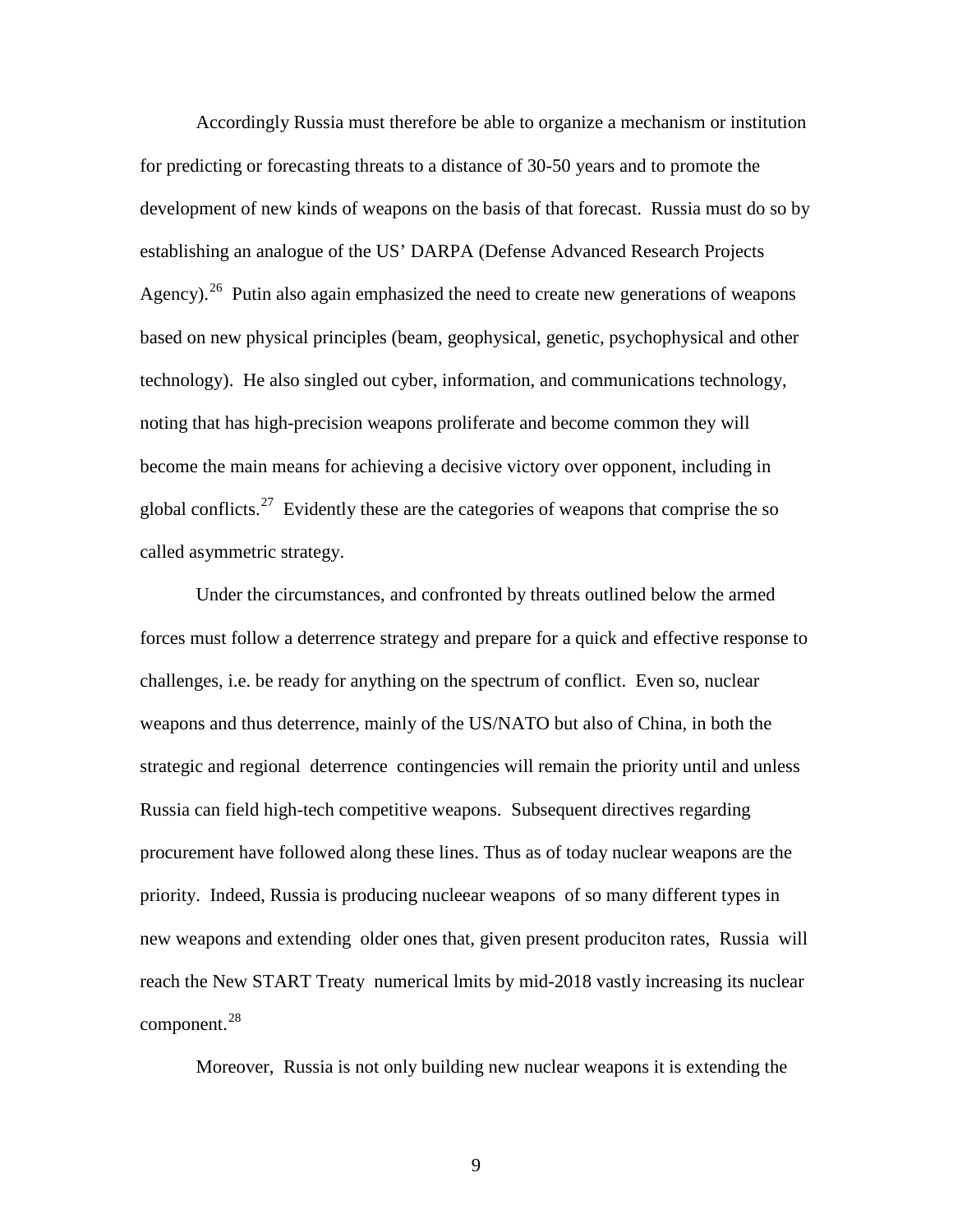Accordingly Russia must therefore be able to organize a mechanism or institution for predicting or forecasting threats to a distance of 30-50 years and to promote the development of new kinds of weapons on the basis of that forecast. Russia must do so by establishing an analogue of the US' DARPA (Defense Advanced Research Projects Agency).[26] Putin also again emphasized the need to create new generations of weapons based on new physical principles (beam, geophysical, genetic, psychophysical and other technology). He also singled out cyber, information, and communications technology, noting that has high-precision weapons proliferate and become common they will become the main means for achieving a decisive victory over opponent, including in global conflicts.[27] Evidently these are the categories of weapons that comprise the so called asymmetric strategy.

Under the circumstances, and confronted by threats outlined below the armed forces must follow a deterrence strategy and prepare for a quick and effective response to challenges, i.e. be ready for anything on the spectrum of conflict. Even so, nuclear weapons and thus deterrence, mainly of the US/NATO but also of China, in both the strategic and regional deterrence contingencies will remain the priority until and unless Russia can field high-tech competitive weapons. Subsequent directives regarding procurement have followed along these lines. Thus as of today nuclear weapons are the priority. Indeed, Russia is producing nucleear weapons of so many different types in new weapons and extending older ones that, given present produciton rates, Russia will reach the New START Treaty numerical lmits by mid-2018 vastly increasing its nuclear component.[28]

Moreover, Russia is not only building new nuclear weapons it is extending the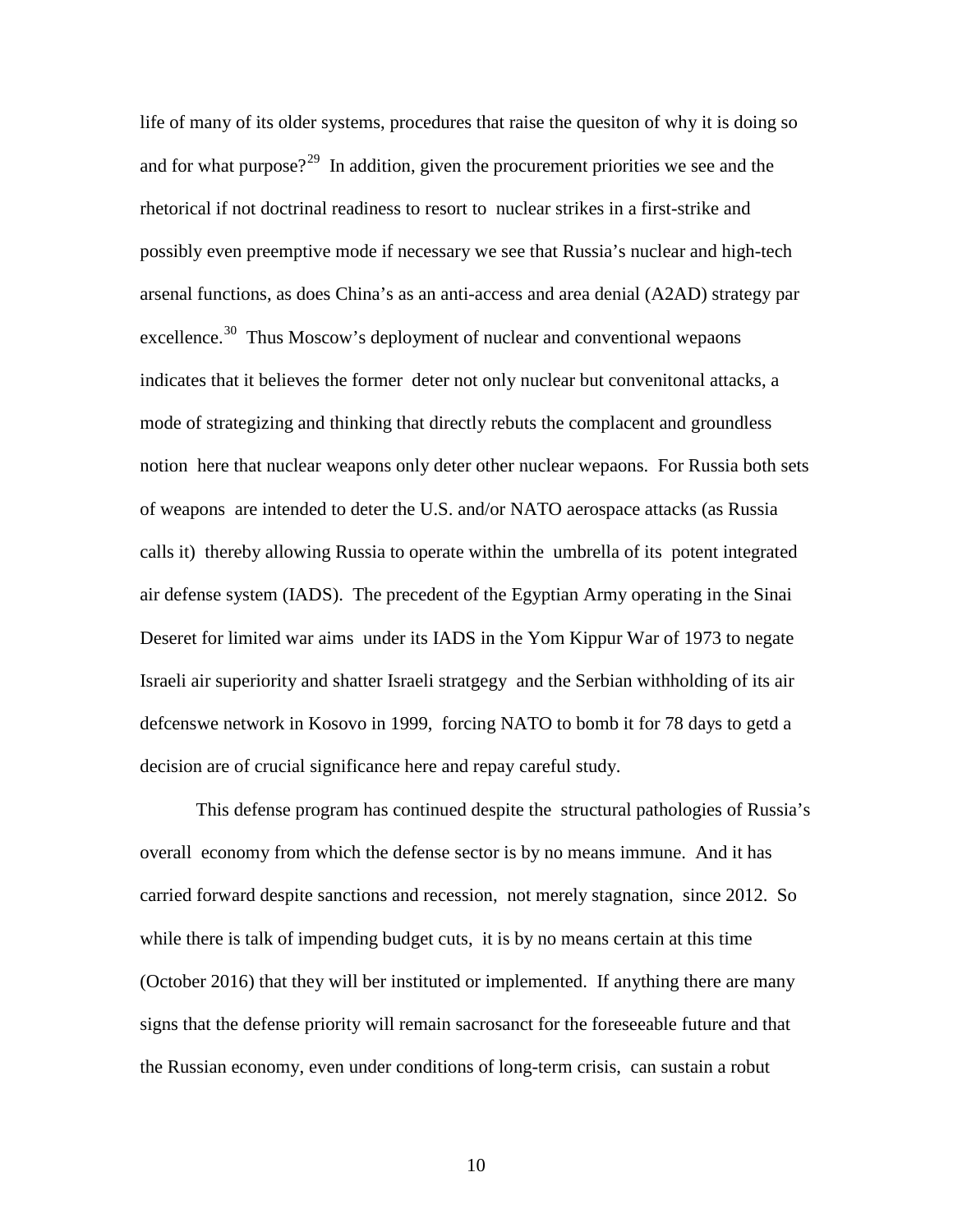life of many of its older systems, procedures that raise the quesiton of why it is doing so and for what purpose?[29] In addition, given the procurement priorities we see and the rhetorical if not doctrinal readiness to resort to nuclear strikes in a first-strike and possibly even preemptive mode if necessary we see that Russia's nuclear and high-tech arsenal functions, as does China's as an anti-access and area denial (A2AD) strategy par excellence.[30] Thus Moscow's deployment of nuclear and conventional wepaons indicates that it believes the former deter not only nuclear but convenitonal attacks, a mode of strategizing and thinking that directly rebuts the complacent and groundless notion here that nuclear weapons only deter other nuclear wepaons. For Russia both sets of weapons are intended to deter the U.S. and/or NATO aerospace attacks (as Russia calls it) thereby allowing Russia to operate within the umbrella of its potent integrated air defense system (IADS). The precedent of the Egyptian Army operating in the Sinai Deseret for limited war aims under its IADS in the Yom Kippur War of 1973 to negate Israeli air superiority and shatter Israeli stratgegy and the Serbian withholding of its air defcenswe network in Kosovo in 1999, forcing NATO to bomb it for 78 days to getd a decision are of crucial significance here and repay careful study.

This defense program has continued despite the structural pathologies of Russia's overall economy from which the defense sector is by no means immune. And it has carried forward despite sanctions and recession, not merely stagnation, since 2012. So while there is talk of impending budget cuts, it is by no means certain at this time (October 2016) that they will ber instituted or implemented. If anything there are many signs that the defense priority will remain sacrosanct for the foreseeable future and that the Russian economy, even under conditions of long-term crisis, can sustain a robust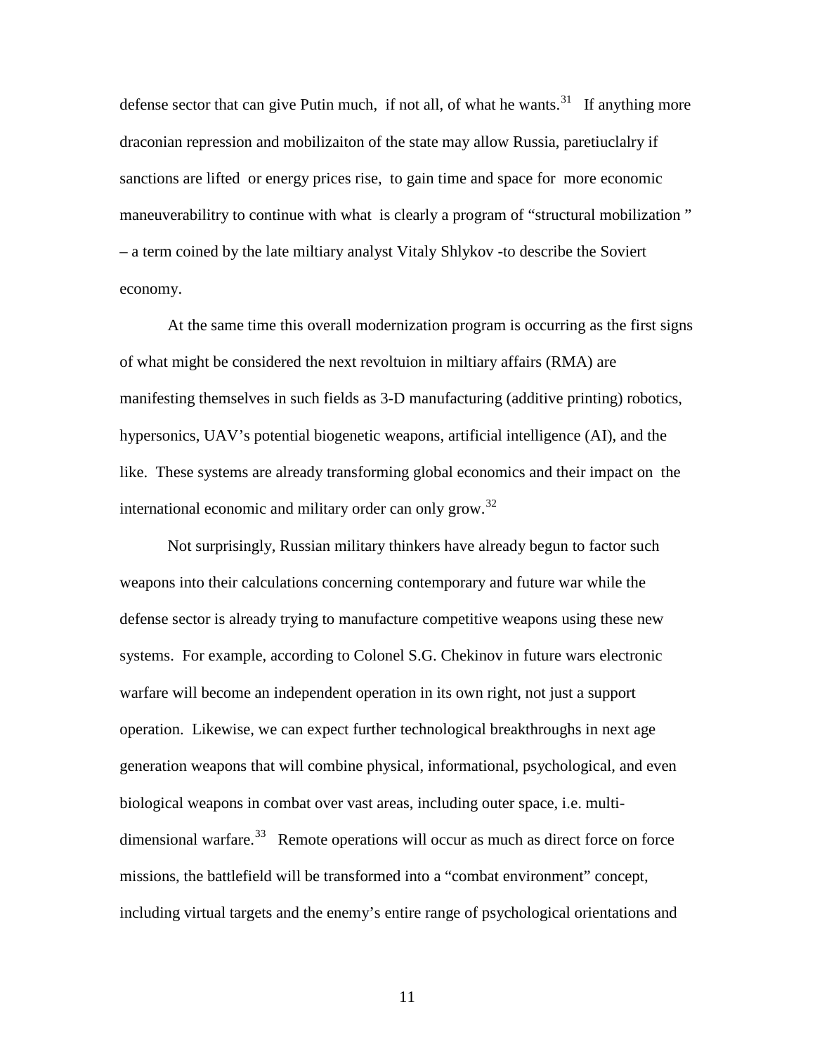defense sector that can give Putin much, if not all, of what he wants.[31] If anything more draconian repression and mobilizaiton of the state may allow Russia, paretiuclalry if sanctions are lifted or energy prices rise, to gain time and space for more economic maneuverabilitry to continue with what is clearly a program of "structural mobilization " – a term coined by the late miltiary analyst Vitaly Shlykov -to describe the Soviert economy.

At the same time this overall modernization program is occurring as the first signs of what might be considered the next revoltuion in miltiary affairs (RMA) are manifesting themselves in such fields as 3-D manufacturing (additive printing) robotics, hypersonics, UAV's potential biogenetic weapons, artificial intelligence (AI), and the like. These systems are already transforming global economics and their impact on the international economic and military order can only grow.[32]

Not surprisingly, Russian military thinkers have already begun to factor such weapons into their calculations concerning contemporary and future war while the defense sector is already trying to manufacture competitive weapons using these new systems. For example, according to Colonel S.G. Chekinov in future wars electronic warfare will become an independent operation in its own right, not just a support operation. Likewise, we can expect further technological breakthroughs in next age generation weapons that will combine physical, informational, psychological, and even biological weapons in combat over vast areas, including outer space, i.e. multi-dimensional warfare.[33] Remote operations will occur as much as direct force on force missions, the battlefield will be transformed into a "combat environment" concept, including virtual targets and the enemy's entire range of psychological orientations and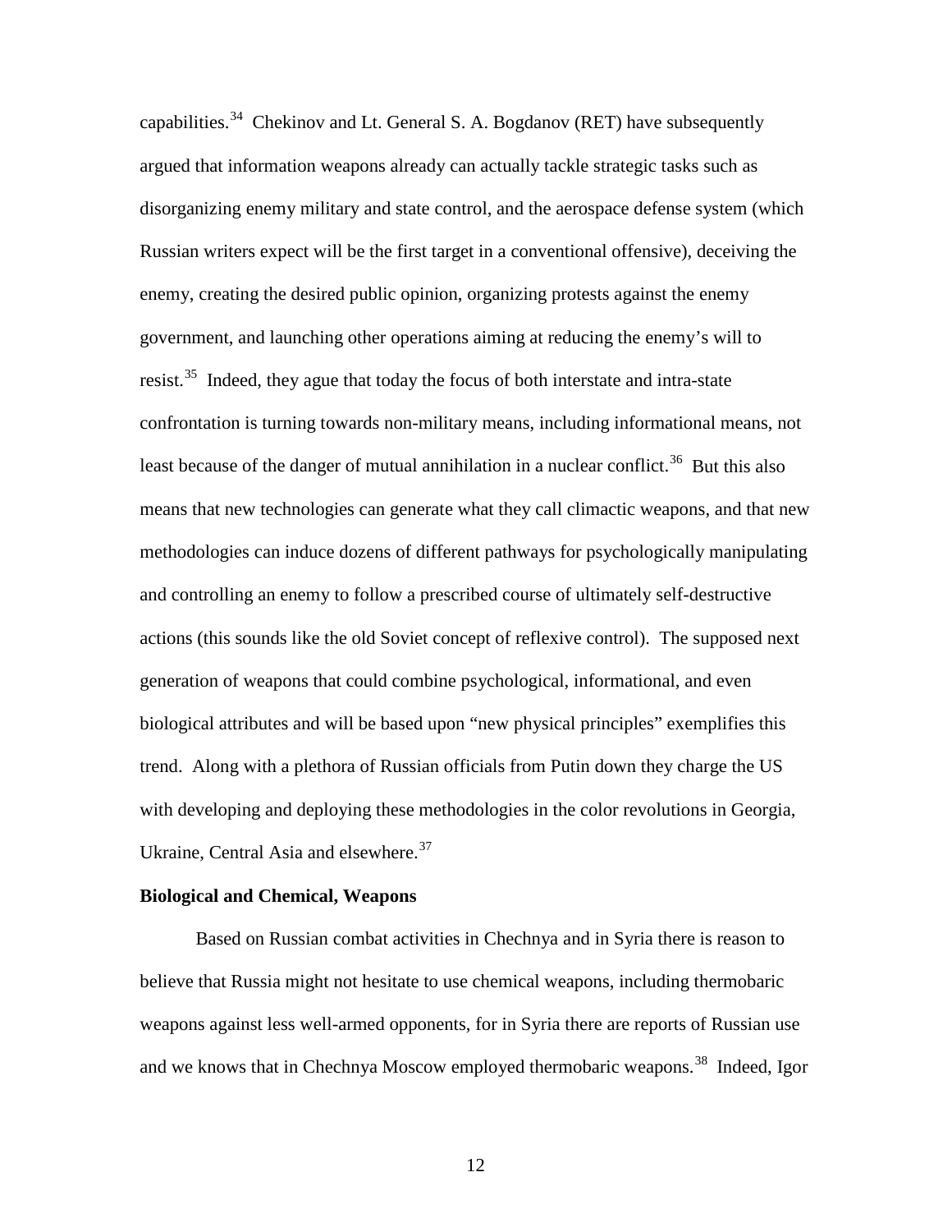capabilities.[34] Chekinov and Lt. General S. A. Bogdanov (RET) have subsequently argued that information weapons already can actually tackle strategic tasks such as disorganizing enemy military and state control, and the aerospace defense system (which Russian writers expect will be the first target in a conventional offensive), deceiving the enemy, creating the desired public opinion, organizing protests against the enemy government, and launching other operations aiming at reducing the enemy's will to resist.[35] Indeed, they ague that today the focus of both interstate and intra-state confrontation is turning towards non-military means, including informational means, not least because of the danger of mutual annihilation in a nuclear conflict.[36] But this also means that new technologies can generate what they call climactic weapons, and that new methodologies can induce dozens of different pathways for psychologically manipulating and controlling an enemy to follow a prescribed course of ultimately self-destructive actions (this sounds like the old Soviet concept of reflexive control). The supposed next generation of weapons that could combine psychological, informational, and even biological attributes and will be based upon "new physical principles" exemplifies this trend. Along with a plethora of Russian officials from Putin down they charge the US with developing and deploying these methodologies in the color revolutions in Georgia, Ukraine, Central Asia and elsewhere.[37]

**Biological and Chemical, Weapons**

Based on Russian combat activities in Chechnya and in Syria there is reason to believe that Russia might not hesitate to use chemical weapons, including thermobaric weapons against less well-armed opponents, for in Syria there are reports of Russian use and we knows that in Chechnya Moscow employed thermobaric weapons.[38] Indeed, Igor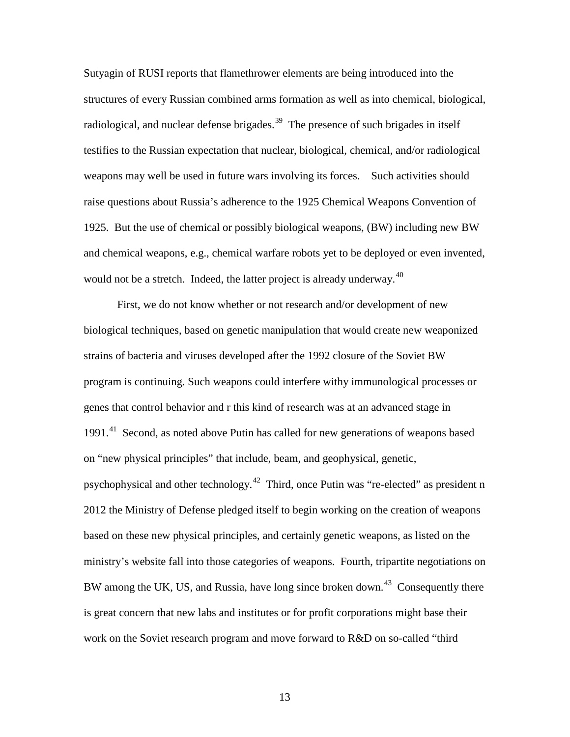Sutyagin of RUSI reports that flamethrower elements are being introduced into the structures of every Russian combined arms formation as well as into chemical, biological, radiological, and nuclear defense brigades.[39] The presence of such brigades in itself testifies to the Russian expectation that nuclear, biological, chemical, and/or radiological weapons may well be used in future wars involving its forces. Such activities should raise questions about Russia's adherence to the 1925 Chemical Weapons Convention of 1925. But the use of chemical or possibly biological weapons, (BW) including new BW and chemical weapons, e.g., chemical warfare robots yet to be deployed or even invented, would not be a stretch. Indeed, the latter project is already underway.[40]

First, we do not know whether or not research and/or development of new biological techniques, based on genetic manipulation that would create new weaponized strains of bacteria and viruses developed after the 1992 closure of the Soviet BW program is continuing. Such weapons could interfere withy immunological processes or genes that control behavior and r this kind of research was at an advanced stage in 1991.[41] Second, as noted above Putin has called for new generations of weapons based on "new physical principles" that include, beam, and geophysical, genetic, psychophysical and other technology.[42] Third, once Putin was "re-elected" as president n 2012 the Ministry of Defense pledged itself to begin working on the creation of weapons based on these new physical principles, and certainly genetic weapons, as listed on the ministry's website fall into those categories of weapons. Fourth, tripartite negotiations on BW among the UK, US, and Russia, have long since broken down.[43] Consequently there is great concern that new labs and institutes or for profit corporations might base their work on the Soviet research program and move forward to R&D on so-called "third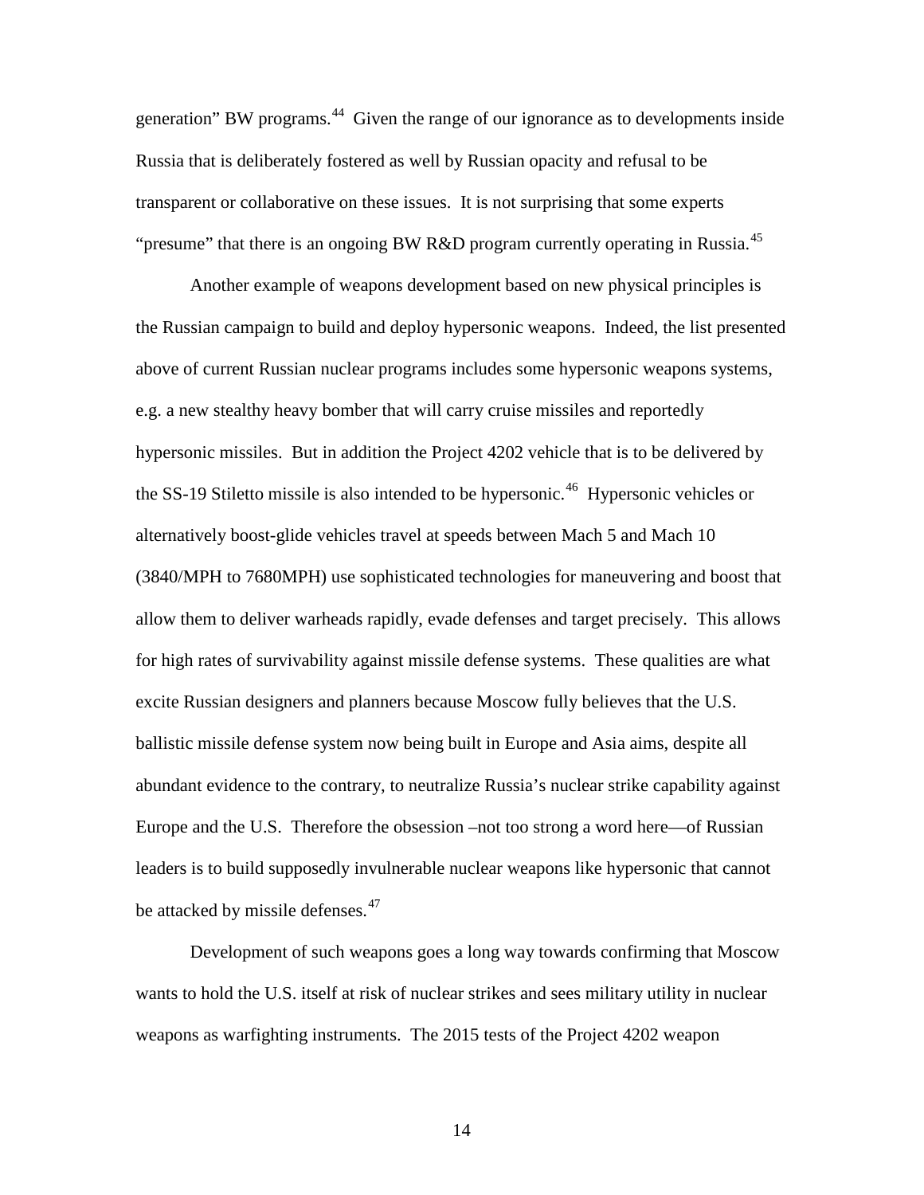generation" BW programs.[44] Given the range of our ignorance as to developments inside Russia that is deliberately fostered as well by Russian opacity and refusal to be transparent or collaborative on these issues. It is not surprising that some experts "presume" that there is an ongoing BW R&D program currently operating in Russia.[45]

Another example of weapons development based on new physical principles is the Russian campaign to build and deploy hypersonic weapons. Indeed, the list presented above of current Russian nuclear programs includes some hypersonic weapons systems, e.g. a new stealthy heavy bomber that will carry cruise missiles and reportedly hypersonic missiles. But in addition the Project 4202 vehicle that is to be delivered by the SS-19 Stiletto missile is also intended to be hypersonic.[46] Hypersonic vehicles or alternatively boost-glide vehicles travel at speeds between Mach 5 and Mach 10 (3840/MPH to 7680MPH) use sophisticated technologies for maneuvering and boost that allow them to deliver warheads rapidly, evade defenses and target precisely. This allows for high rates of survivability against missile defense systems. These qualities are what excite Russian designers and planners because Moscow fully believes that the U.S. ballistic missile defense system now being built in Europe and Asia aims, despite all abundant evidence to the contrary, to neutralize Russia's nuclear strike capability against Europe and the U.S. Therefore the obsession –not too strong a word here—of Russian leaders is to build supposedly invulnerable nuclear weapons like hypersonic that cannot be attacked by missile defenses.[47]

Development of such weapons goes a long way towards confirming that Moscow wants to hold the U.S. itself at risk of nuclear strikes and sees military utility in nuclear weapons as warfighting instruments. The 2015 tests of the Project 4202 weapon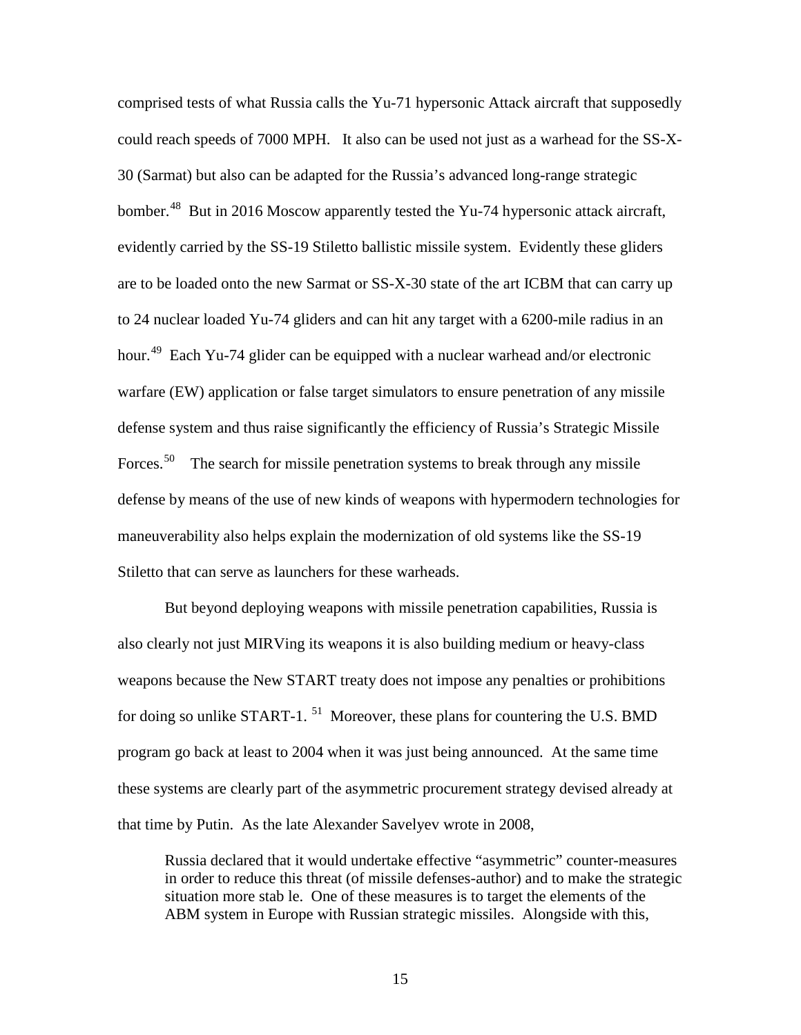comprised tests of what Russia calls the Yu-71 hypersonic Attack aircraft that supposedly could reach speeds of 7000 MPH. It also can be used not just as a warhead for the SS-X-30 (Sarmat) but also can be adapted for the Russia's advanced long-range strategic bomber.[48] But in 2016 Moscow apparently tested the Yu-74 hypersonic attack aircraft, evidently carried by the SS-19 Stiletto ballistic missile system. Evidently these gliders are to be loaded onto the new Sarmat or SS-X-30 state of the art ICBM that can carry up to 24 nuclear loaded Yu-74 gliders and can hit any target with a 6200-mile radius in an hour.[49] Each Yu-74 glider can be equipped with a nuclear warhead and/or electronic warfare (EW) application or false target simulators to ensure penetration of any missile defense system and thus raise significantly the efficiency of Russia's Strategic Missile Forces.[50] The search for missile penetration systems to break through any missile defense by means of the use of new kinds of weapons with hypermodern technologies for maneuverability also helps explain the modernization of old systems like the SS-19 Stiletto that can serve as launchers for these warheads.

But beyond deploying weapons with missile penetration capabilities, Russia is also clearly not just MIRVing its weapons it is also building medium or heavy-class weapons because the New START treaty does not impose any penalties or prohibitions for doing so unlike START-1. [51] Moreover, these plans for countering the U.S. BMD program go back at least to 2004 when it was just being announced. At the same time these systems are clearly part of the asymmetric procurement strategy devised already at that time by Putin. As the late Alexander Savelyev wrote in 2008,

> Russia declared that it would undertake effective "asymmetric" counter-measures in order to reduce this threat (of missile defenses-author) and to make the strategic situation more stab le. One of these measures is to target the elements of the ABM system in Europe with Russian strategic missiles. Alongside with this,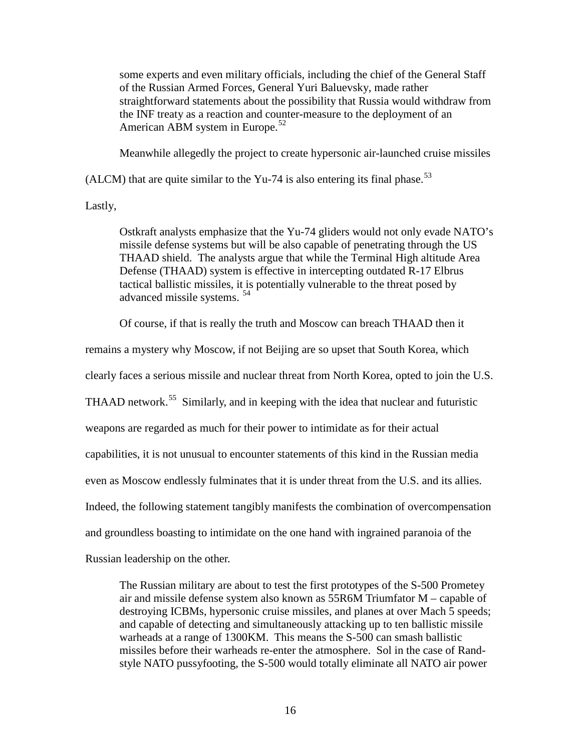> some experts and even military officials, including the chief of the General Staff of the Russian Armed Forces, General Yuri Baluevsky, made rather straightforward statements about the possibility that Russia would withdraw from the INF treaty as a reaction and counter-measure to the deployment of an American ABM system in Europe.[52]

Meanwhile allegedly the project to create hypersonic air-launched cruise missiles (ALCM) that are quite similar to the Yu-74 is also entering its final phase.[53]

Lastly,

> Ostkraft analysts emphasize that the Yu-74 gliders would not only evade NATO's missile defense systems but will be also capable of penetrating through the US THAAD shield. The analysts argue that while the Terminal High altitude Area Defense (THAAD) system is effective in intercepting outdated R-17 Elbrus tactical ballistic missiles, it is potentially vulnerable to the threat posed by advanced missile systems. [54]

Of course, if that is really the truth and Moscow can breach THAAD then it remains a mystery why Moscow, if not Beijing are so upset that South Korea, which clearly faces a serious missile and nuclear threat from North Korea, opted to join the U.S. THAAD network.[55] Similarly, and in keeping with the idea that nuclear and futuristic weapons are regarded as much for their power to intimidate as for their actual capabilities, it is not unusual to encounter statements of this kind in the Russian media even as Moscow endlessly fulminates that it is under threat from the U.S. and its allies. Indeed, the following statement tangibly manifests the combination of overcompensation and groundless boasting to intimidate on the one hand with ingrained paranoia of the Russian leadership on the other.

> The Russian military are about to test the first prototypes of the S-500 Prometey air and missile defense system also known as 55R6M Triumfator M – capable of destroying ICBMs, hypersonic cruise missiles, and planes at over Mach 5 speeds; and capable of detecting and simultaneously attacking up to ten ballistic missile warheads at a range of 1300KM. This means the S-500 can smash ballistic missiles before their warheads re-enter the atmosphere. Sol in the case of Rand-style NATO pussyfooting, the S-500 would totally eliminate all NATO air power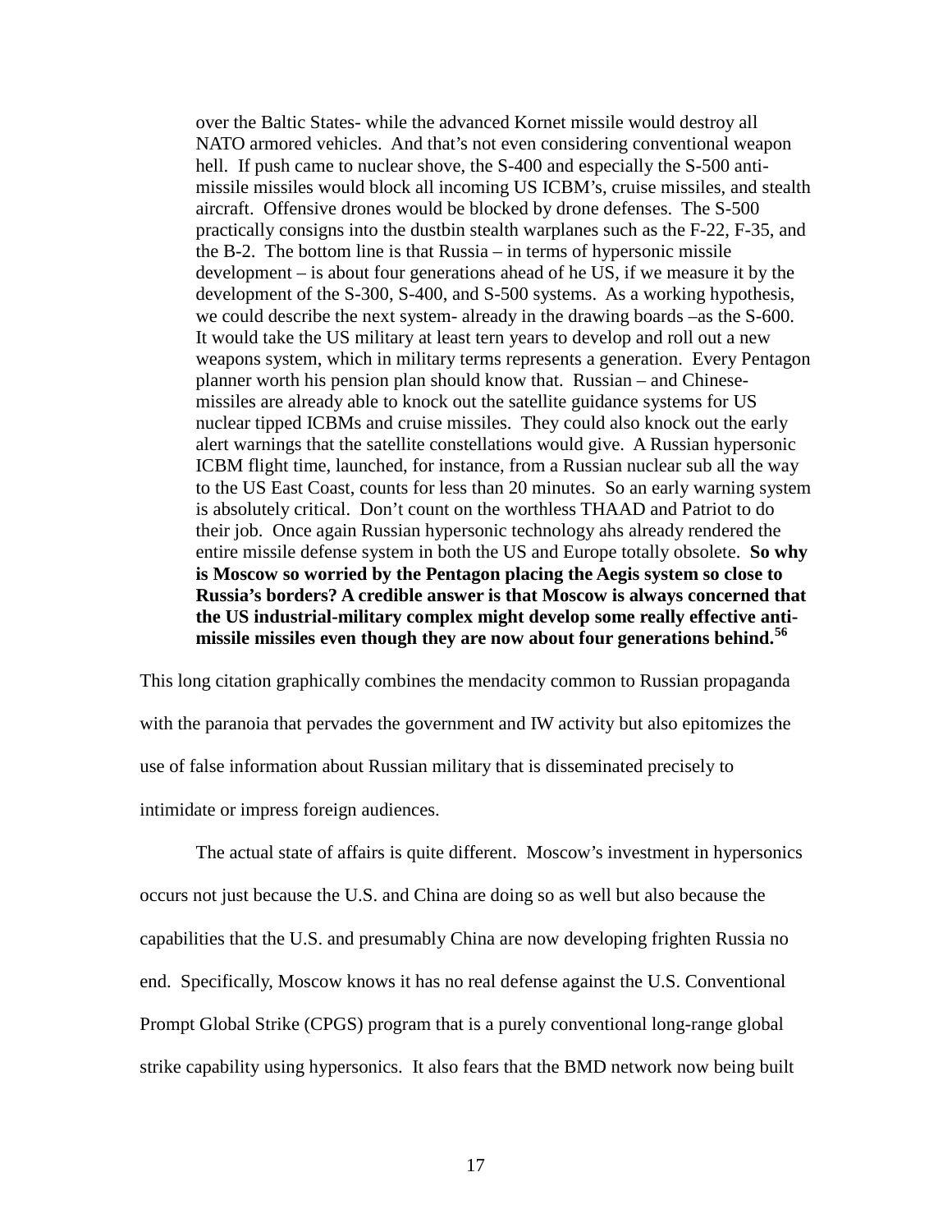> over the Baltic States- while the advanced Kornet missile would destroy all NATO armored vehicles. And that's not even considering conventional weapon hell. If push came to nuclear shove, the S-400 and especially the S-500 anti-missile missiles would block all incoming US ICBM's, cruise missiles, and stealth aircraft. Offensive drones would be blocked by drone defenses. The S-500 practically consigns into the dustbin stealth warplanes such as the F-22, F-35, and the B-2. The bottom line is that Russia – in terms of hypersonic missile development – is about four generations ahead of he US, if we measure it by the development of the S-300, S-400, and S-500 systems. As a working hypothesis, we could describe the next system- already in the drawing boards –as the S-600. It would take the US military at least tern years to develop and roll out a new weapons system, which in military terms represents a generation. Every Pentagon planner worth his pension plan should know that. Russian – and Chinese-missiles are already able to knock out the satellite guidance systems for US nuclear tipped ICBMs and cruise missiles. They could also knock out the early alert warnings that the satellite constellations would give. A Russian hypersonic ICBM flight time, launched, for instance, from a Russian nuclear sub all the way to the US East Coast, counts for less than 20 minutes. So an early warning system is absolutely critical. Don't count on the worthless THAAD and Patriot to do their job. Once again Russian hypersonic technology ahs already rendered the entire missile defense system in both the US and Europe totally obsolete. **So why is Moscow so worried by the Pentagon placing the Aegis system so close to Russia's borders? A credible answer is that Moscow is always concerned that the US industrial-military complex might develop some really effective anti-missile missiles even though they are now about four generations behind.**[56]

This long citation graphically combines the mendacity common to Russian propaganda with the paranoia that pervades the government and IW activity but also epitomizes the use of false information about Russian military that is disseminated precisely to intimidate or impress foreign audiences.

The actual state of affairs is quite different. Moscow's investment in hypersonics occurs not just because the U.S. and China are doing so as well but also because the capabilities that the U.S. and presumably China are now developing frighten Russia no end. Specifically, Moscow knows it has no real defense against the U.S. Conventional Prompt Global Strike (CPGS) program that is a purely conventional long-range global strike capability using hypersonics. It also fears that the BMD network now being built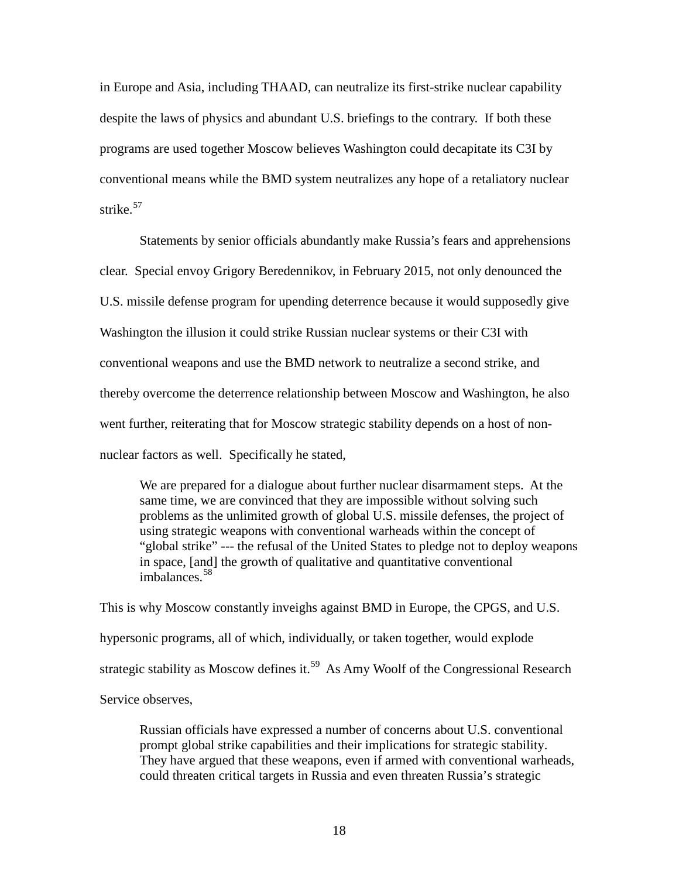in Europe and Asia, including THAAD, can neutralize its first-strike nuclear capability despite the laws of physics and abundant U.S. briefings to the contrary. If both these programs are used together Moscow believes Washington could decapitate its C3I by conventional means while the BMD system neutralizes any hope of a retaliatory nuclear strike.[57]

Statements by senior officials abundantly make Russia's fears and apprehensions clear. Special envoy Grigory Beredennikov, in February 2015, not only denounced the U.S. missile defense program for upending deterrence because it would supposedly give Washington the illusion it could strike Russian nuclear systems or their C3I with conventional weapons and use the BMD network to neutralize a second strike, and thereby overcome the deterrence relationship between Moscow and Washington, he also went further, reiterating that for Moscow strategic stability depends on a host of non-nuclear factors as well. Specifically he stated,

> We are prepared for a dialogue about further nuclear disarmament steps. At the same time, we are convinced that they are impossible without solving such problems as the unlimited growth of global U.S. missile defenses, the project of using strategic weapons with conventional warheads within the concept of "global strike" --- the refusal of the United States to pledge not to deploy weapons in space, [and] the growth of qualitative and quantitative conventional imbalances.[58]

This is why Moscow constantly inveighs against BMD in Europe, the CPGS, and U.S. hypersonic programs, all of which, individually, or taken together, would explode strategic stability as Moscow defines it.[59] As Amy Woolf of the Congressional Research Service observes,

> Russian officials have expressed a number of concerns about U.S. conventional prompt global strike capabilities and their implications for strategic stability. They have argued that these weapons, even if armed with conventional warheads, could threaten critical targets in Russia and even threaten Russia's strategic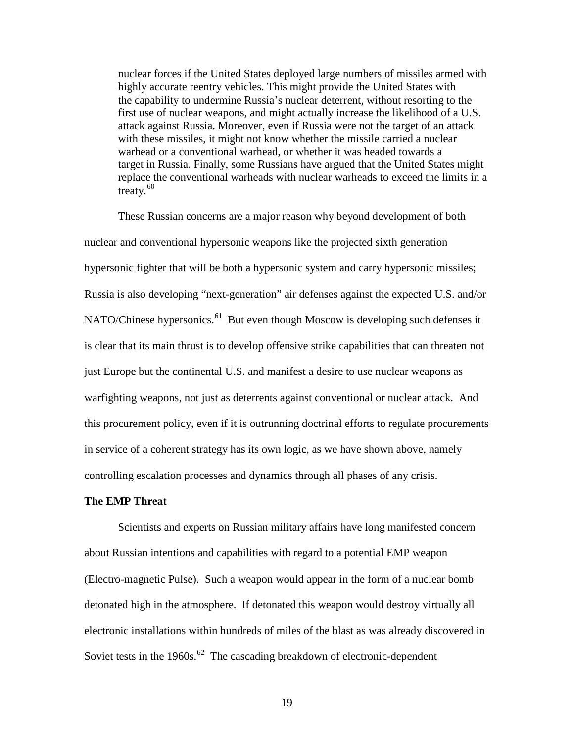> nuclear forces if the United States deployed large numbers of missiles armed with highly accurate reentry vehicles. This might provide the United States with the capability to undermine Russia's nuclear deterrent, without resorting to the first use of nuclear weapons, and might actually increase the likelihood of a U.S. attack against Russia. Moreover, even if Russia were not the target of an attack with these missiles, it might not know whether the missile carried a nuclear warhead or a conventional warhead, or whether it was headed towards a target in Russia. Finally, some Russians have argued that the United States might replace the conventional warheads with nuclear warheads to exceed the limits in a treaty.[60]

These Russian concerns are a major reason why beyond development of both nuclear and conventional hypersonic weapons like the projected sixth generation hypersonic fighter that will be both a hypersonic system and carry hypersonic missiles; Russia is also developing "next-generation" air defenses against the expected U.S. and/or NATO/Chinese hypersonics.[61] But even though Moscow is developing such defenses it is clear that its main thrust is to develop offensive strike capabilities that can threaten not just Europe but the continental U.S. and manifest a desire to use nuclear weapons as warfighting weapons, not just as deterrents against conventional or nuclear attack. And this procurement policy, even if it is outrunning doctrinal efforts to regulate procurements in service of a coherent strategy has its own logic, as we have shown above, namely controlling escalation processes and dynamics through all phases of any crisis.

**The EMP Threat**

Scientists and experts on Russian military affairs have long manifested concern about Russian intentions and capabilities with regard to a potential EMP weapon (Electro-magnetic Pulse). Such a weapon would appear in the form of a nuclear bomb detonated high in the atmosphere. If detonated this weapon would destroy virtually all electronic installations within hundreds of miles of the blast as was already discovered in Soviet tests in the 1960s.[62] The cascading breakdown of electronic-dependent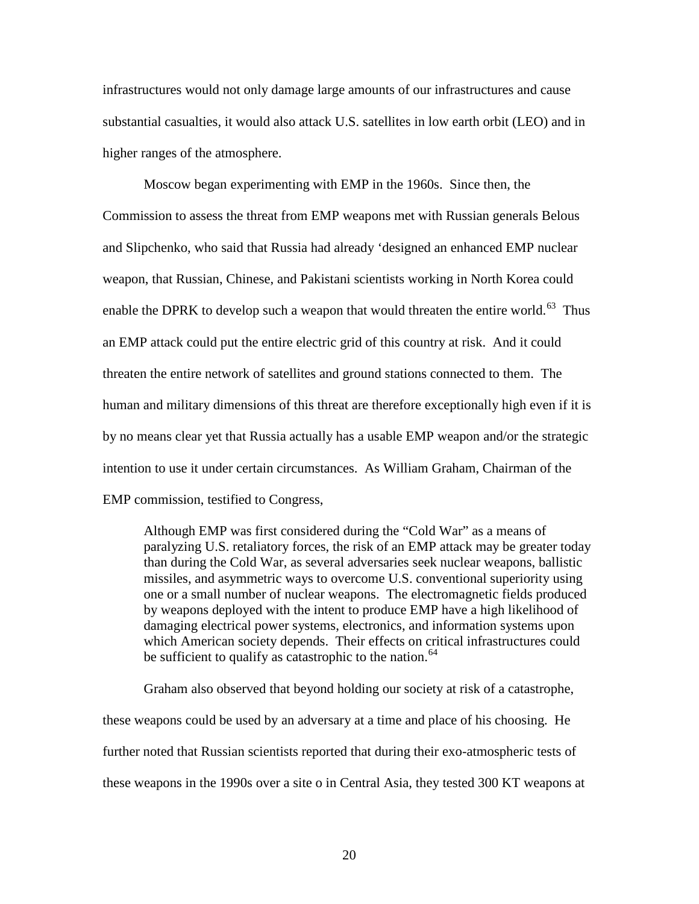infrastructures would not only damage large amounts of our infrastructures and cause substantial casualties, it would also attack U.S. satellites in low earth orbit (LEO) and in higher ranges of the atmosphere.

Moscow began experimenting with EMP in the 1960s. Since then, the Commission to assess the threat from EMP weapons met with Russian generals Belous and Slipchenko, who said that Russia had already 'designed an enhanced EMP nuclear weapon, that Russian, Chinese, and Pakistani scientists working in North Korea could enable the DPRK to develop such a weapon that would threaten the entire world.[63] Thus an EMP attack could put the entire electric grid of this country at risk. And it could threaten the entire network of satellites and ground stations connected to them. The human and military dimensions of this threat are therefore exceptionally high even if it is by no means clear yet that Russia actually has a usable EMP weapon and/or the strategic intention to use it under certain circumstances. As William Graham, Chairman of the EMP commission, testified to Congress,

> Although EMP was first considered during the "Cold War" as a means of paralyzing U.S. retaliatory forces, the risk of an EMP attack may be greater today than during the Cold War, as several adversaries seek nuclear weapons, ballistic missiles, and asymmetric ways to overcome U.S. conventional superiority using one or a small number of nuclear weapons. The electromagnetic fields produced by weapons deployed with the intent to produce EMP have a high likelihood of damaging electrical power systems, electronics, and information systems upon which American society depends. Their effects on critical infrastructures could be sufficient to qualify as catastrophic to the nation.[64]

Graham also observed that beyond holding our society at risk of a catastrophe, these weapons could be used by an adversary at a time and place of his choosing. He further noted that Russian scientists reported that during their exo-atmospheric tests of these weapons in the 1990s over a site o in Central Asia, they tested 300 KT weapons at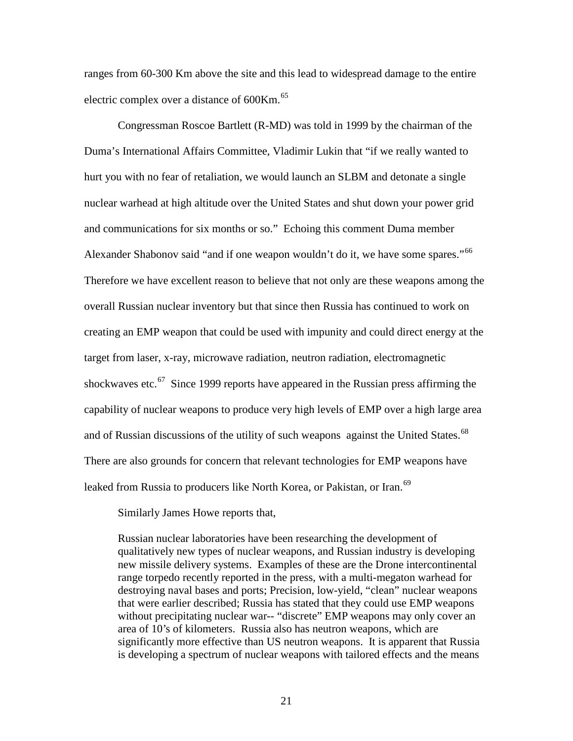ranges from 60-300 Km above the site and this lead to widespread damage to the entire electric complex over a distance of 600Km.[65]

Congressman Roscoe Bartlett (R-MD) was told in 1999 by the chairman of the Duma's International Affairs Committee, Vladimir Lukin that "if we really wanted to hurt you with no fear of retaliation, we would launch an SLBM and detonate a single nuclear warhead at high altitude over the United States and shut down your power grid and communications for six months or so." Echoing this comment Duma member Alexander Shabonov said "and if one weapon wouldn't do it, we have some spares."[66] Therefore we have excellent reason to believe that not only are these weapons among the overall Russian nuclear inventory but that since then Russia has continued to work on creating an EMP weapon that could be used with impunity and could direct energy at the target from laser, x-ray, microwave radiation, neutron radiation, electromagnetic shockwaves etc.[67] Since 1999 reports have appeared in the Russian press affirming the capability of nuclear weapons to produce very high levels of EMP over a high large area and of Russian discussions of the utility of such weapons against the United States.[68] There are also grounds for concern that relevant technologies for EMP weapons have leaked from Russia to producers like North Korea, or Pakistan, or Iran.[69]

Similarly James Howe reports that,

> Russian nuclear laboratories have been researching the development of qualitatively new types of nuclear weapons, and Russian industry is developing new missile delivery systems. Examples of these are the Drone intercontinental range torpedo recently reported in the press, with a multi-megaton warhead for destroying naval bases and ports; Precision, low-yield, "clean" nuclear weapons that were earlier described; Russia has stated that they could use EMP weapons without precipitating nuclear war-- "discrete" EMP weapons may only cover an area of 10's of kilometers. Russia also has neutron weapons, which are significantly more effective than US neutron weapons. It is apparent that Russia is developing a spectrum of nuclear weapons with tailored effects and the means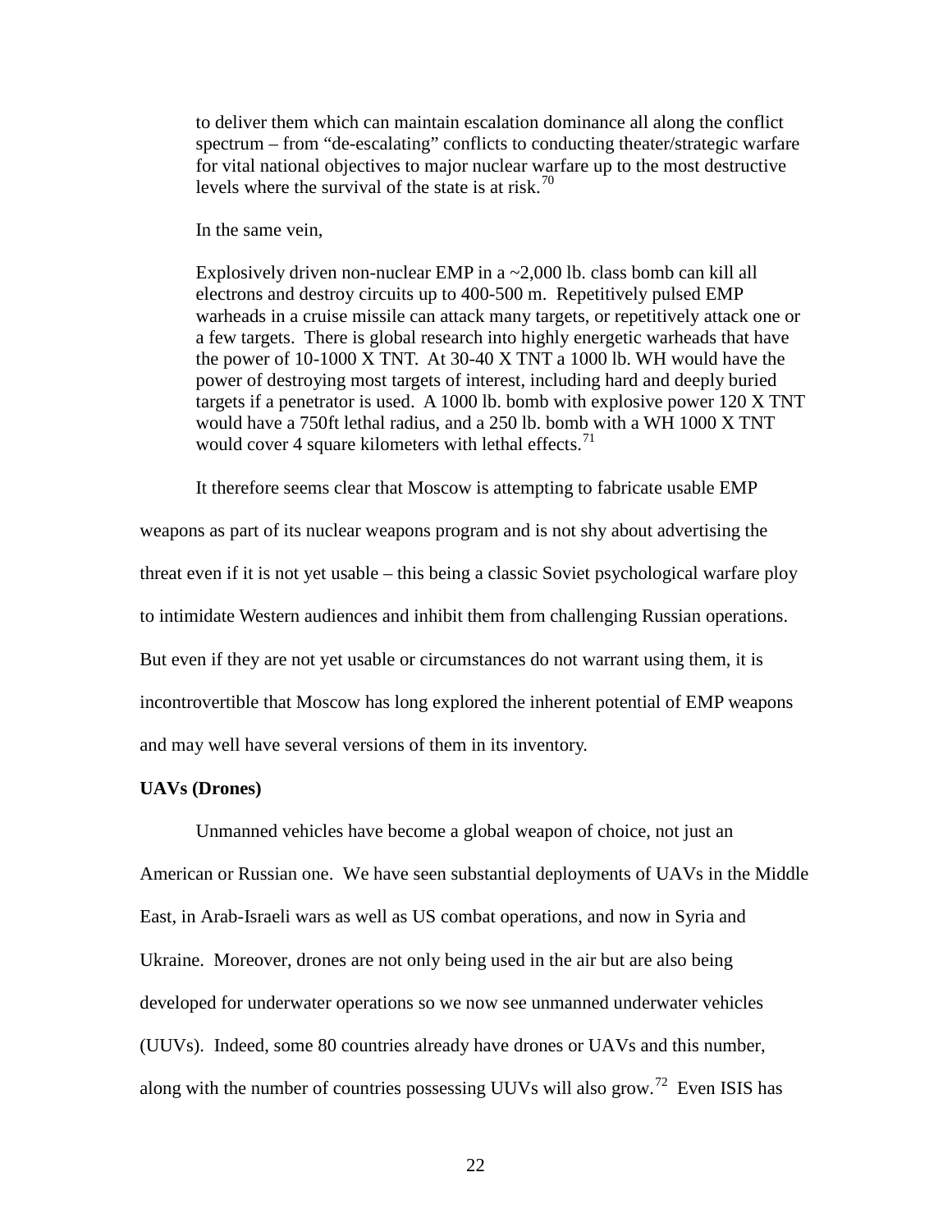> to deliver them which can maintain escalation dominance all along the conflict spectrum – from "de-escalating" conflicts to conducting theater/strategic warfare for vital national objectives to major nuclear warfare up to the most destructive levels where the survival of the state is at risk.[70]

In the same vein,

> Explosively driven non-nuclear EMP in a ~2,000 lb. class bomb can kill all electrons and destroy circuits up to 400-500 m. Repetitively pulsed EMP warheads in a cruise missile can attack many targets, or repetitively attack one or a few targets. There is global research into highly energetic warheads that have the power of 10-1000 X TNT. At 30-40 X TNT a 1000 lb. WH would have the power of destroying most targets of interest, including hard and deeply buried targets if a penetrator is used. A 1000 lb. bomb with explosive power 120 X TNT would have a 750ft lethal radius, and a 250 lb. bomb with a WH 1000 X TNT would cover 4 square kilometers with lethal effects.[71]

It therefore seems clear that Moscow is attempting to fabricate usable EMP weapons as part of its nuclear weapons program and is not shy about advertising the threat even if it is not yet usable – this being a classic Soviet psychological warfare ploy to intimidate Western audiences and inhibit them from challenging Russian operations. But even if they are not yet usable or circumstances do not warrant using them, it is incontrovertible that Moscow has long explored the inherent potential of EMP weapons and may well have several versions of them in its inventory.

**UAVs (Drones)**

Unmanned vehicles have become a global weapon of choice, not just an American or Russian one. We have seen substantial deployments of UAVs in the Middle East, in Arab-Israeli wars as well as US combat operations, and now in Syria and Ukraine. Moreover, drones are not only being used in the air but are also being developed for underwater operations so we now see unmanned underwater vehicles (UUVs). Indeed, some 80 countries already have drones or UAVs and this number, along with the number of countries possessing UUVs will also grow.[72] Even ISIS has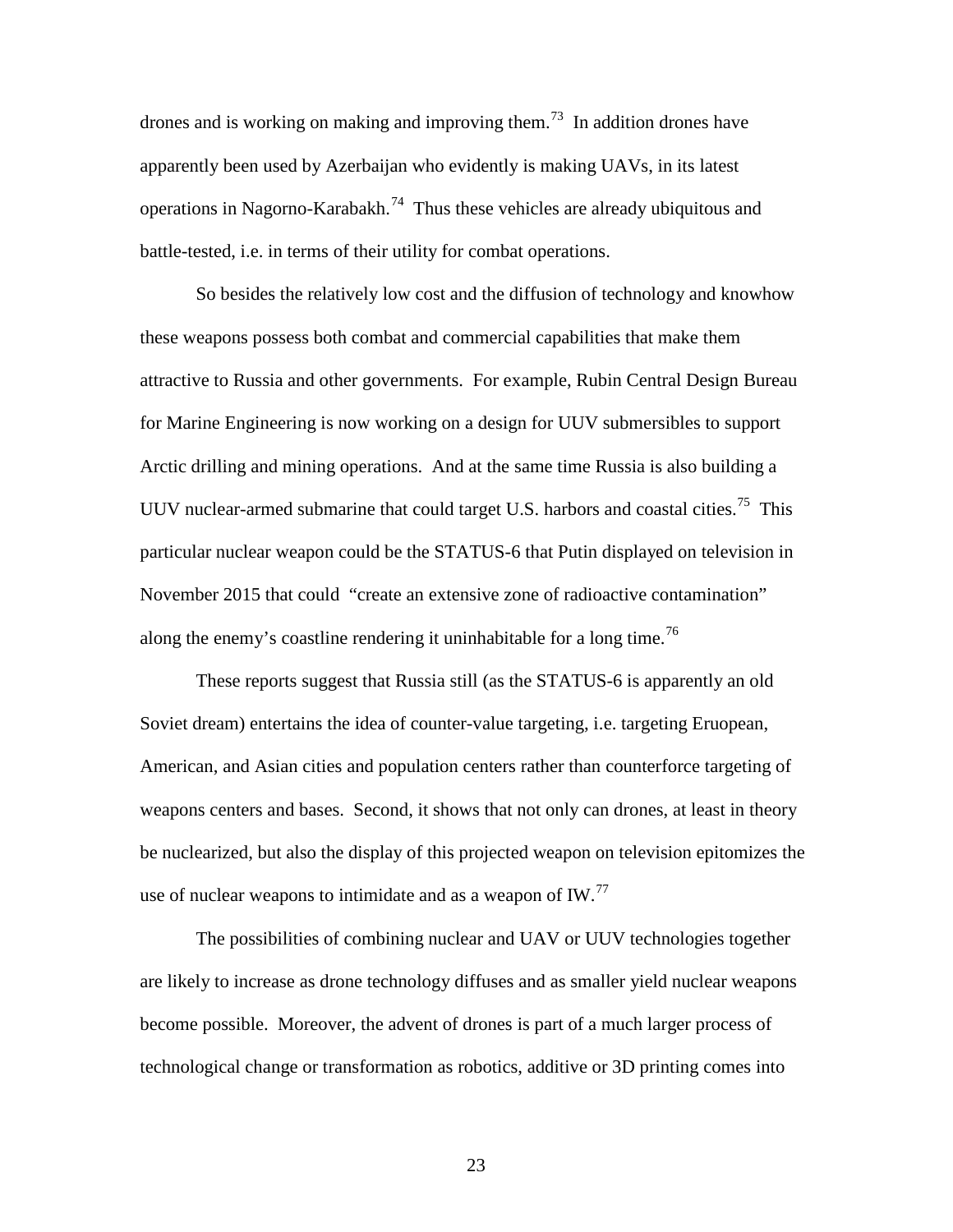drones and is working on making and improving them.[73] In addition drones have apparently been used by Azerbaijan who evidently is making UAVs, in its latest operations in Nagorno-Karabakh.[74] Thus these vehicles are already ubiquitous and battle-tested, i.e. in terms of their utility for combat operations.

So besides the relatively low cost and the diffusion of technology and knowhow these weapons possess both combat and commercial capabilities that make them attractive to Russia and other governments. For example, Rubin Central Design Bureau for Marine Engineering is now working on a design for UUV submersibles to support Arctic drilling and mining operations. And at the same time Russia is also building a UUV nuclear-armed submarine that could target U.S. harbors and coastal cities.[75] This particular nuclear weapon could be the STATUS-6 that Putin displayed on television in November 2015 that could "create an extensive zone of radioactive contamination" along the enemy's coastline rendering it uninhabitable for a long time.[76]

These reports suggest that Russia still (as the STATUS-6 is apparently an old Soviet dream) entertains the idea of counter-value targeting, i.e. targeting Eruopean, American, and Asian cities and population centers rather than counterforce targeting of weapons centers and bases. Second, it shows that not only can drones, at least in theory be nuclearized, but also the display of this projected weapon on television epitomizes the use of nuclear weapons to intimidate and as a weapon of IW.[77]

The possibilities of combining nuclear and UAV or UUV technologies together are likely to increase as drone technology diffuses and as smaller yield nuclear weapons become possible. Moreover, the advent of drones is part of a much larger process of technological change or transformation as robotics, additive or 3D printing comes into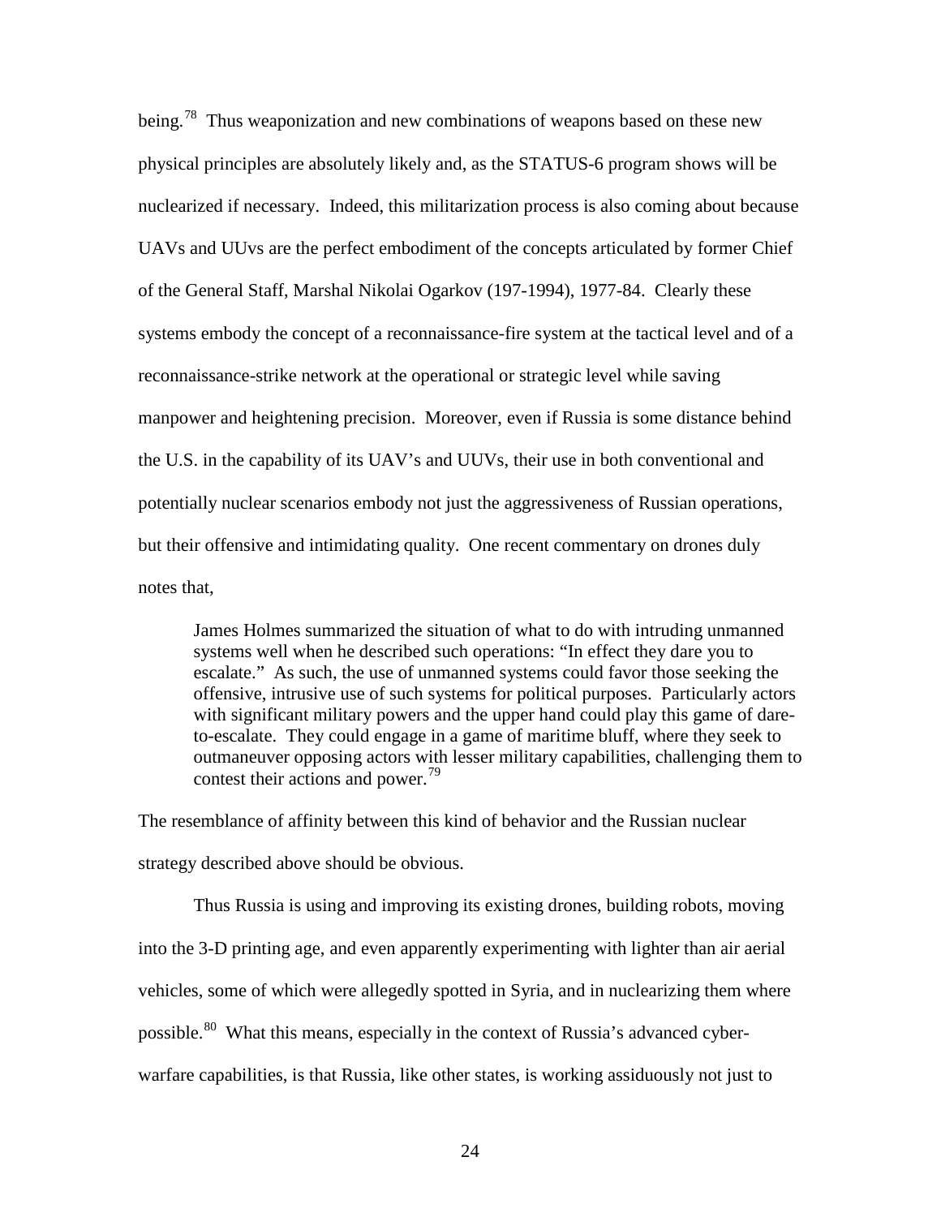being.[78] Thus weaponization and new combinations of weapons based on these new physical principles are absolutely likely and, as the STATUS-6 program shows will be nuclearized if necessary. Indeed, this militarization process is also coming about because UAVs and UUvs are the perfect embodiment of the concepts articulated by former Chief of the General Staff, Marshal Nikolai Ogarkov (197-1994), 1977-84. Clearly these systems embody the concept of a reconnaissance-fire system at the tactical level and of a reconnaissance-strike network at the operational or strategic level while saving manpower and heightening precision. Moreover, even if Russia is some distance behind the U.S. in the capability of its UAV's and UUVs, their use in both conventional and potentially nuclear scenarios embody not just the aggressiveness of Russian operations, but their offensive and intimidating quality. One recent commentary on drones duly notes that,

> James Holmes summarized the situation of what to do with intruding unmanned systems well when he described such operations: "In effect they dare you to escalate." As such, the use of unmanned systems could favor those seeking the offensive, intrusive use of such systems for political purposes. Particularly actors with significant military powers and the upper hand could play this game of dare-to-escalate. They could engage in a game of maritime bluff, where they seek to outmaneuver opposing actors with lesser military capabilities, challenging them to contest their actions and power.[79]

The resemblance of affinity between this kind of behavior and the Russian nuclear strategy described above should be obvious.

Thus Russia is using and improving its existing drones, building robots, moving into the 3-D printing age, and even apparently experimenting with lighter than air aerial vehicles, some of which were allegedly spotted in Syria, and in nuclearizing them where possible.[80] What this means, especially in the context of Russia's advanced cyber-warfare capabilities, is that Russia, like other states, is working assiduously not just to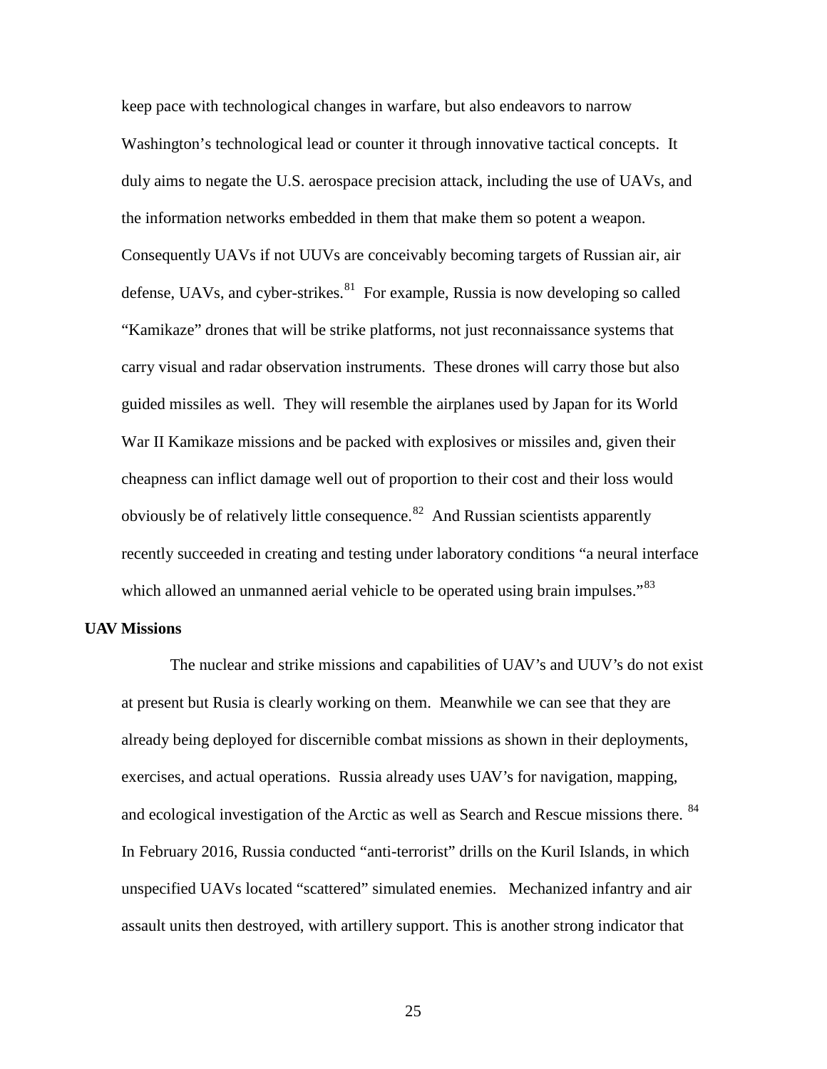keep pace with technological changes in warfare, but also endeavors to narrow Washington's technological lead or counter it through innovative tactical concepts. It duly aims to negate the U.S. aerospace precision attack, including the use of UAVs, and the information networks embedded in them that make them so potent a weapon. Consequently UAVs if not UUVs are conceivably becoming targets of Russian air, air defense, UAVs, and cyber-strikes.[81] For example, Russia is now developing so called "Kamikaze" drones that will be strike platforms, not just reconnaissance systems that carry visual and radar observation instruments. These drones will carry those but also guided missiles as well. They will resemble the airplanes used by Japan for its World War II Kamikaze missions and be packed with explosives or missiles and, given their cheapness can inflict damage well out of proportion to their cost and their loss would obviously be of relatively little consequence.[82] And Russian scientists apparently recently succeeded in creating and testing under laboratory conditions "a neural interface which allowed an unmanned aerial vehicle to be operated using brain impulses."[83]

**UAV Missions**

The nuclear and strike missions and capabilities of UAV's and UUV's do not exist at present but Rusia is clearly working on them. Meanwhile we can see that they are already being deployed for discernible combat missions as shown in their deployments, exercises, and actual operations. Russia already uses UAV's for navigation, mapping, and ecological investigation of the Arctic as well as Search and Rescue missions there.[84] In February 2016, Russia conducted "anti-terrorist" drills on the Kuril Islands, in which unspecified UAVs located "scattered" simulated enemies. Mechanized infantry and air assault units then destroyed, with artillery support. This is another strong indicator that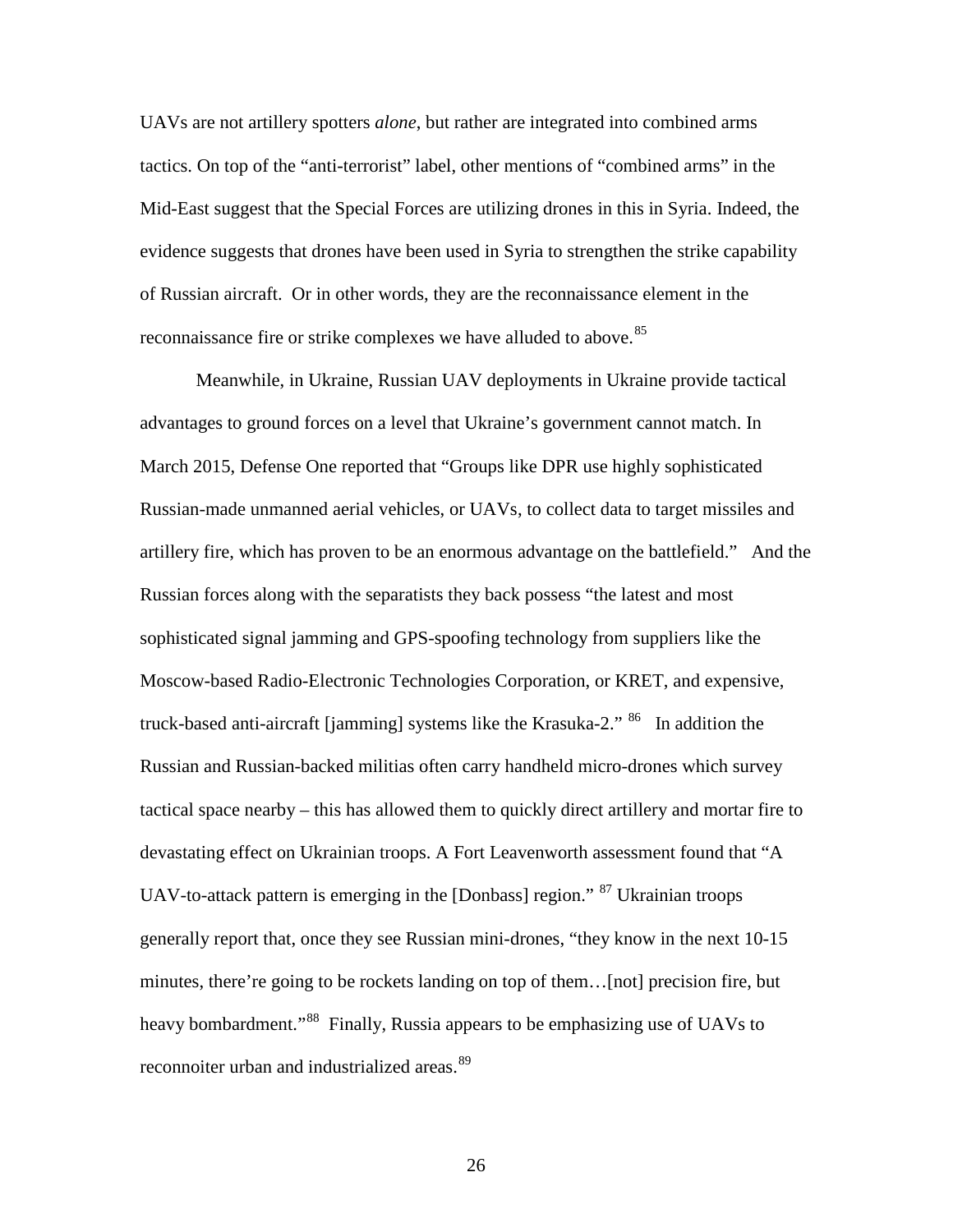UAVs are not artillery spotters *alone*, but rather are integrated into combined arms tactics. On top of the "anti-terrorist" label, other mentions of "combined arms" in the Mid-East suggest that the Special Forces are utilizing drones in this in Syria. Indeed, the evidence suggests that drones have been used in Syria to strengthen the strike capability of Russian aircraft. Or in other words, they are the reconnaissance element in the reconnaissance fire or strike complexes we have alluded to above.[85]

Meanwhile, in Ukraine, Russian UAV deployments in Ukraine provide tactical advantages to ground forces on a level that Ukraine's government cannot match. In March 2015, Defense One reported that "Groups like DPR use highly sophisticated Russian-made unmanned aerial vehicles, or UAVs, to collect data to target missiles and artillery fire, which has proven to be an enormous advantage on the battlefield." And the Russian forces along with the separatists they back possess "the latest and most sophisticated signal jamming and GPS-spoofing technology from suppliers like the Moscow-based Radio-Electronic Technologies Corporation, or KRET, and expensive, truck-based anti-aircraft [jamming] systems like the Krasuka-2." [86] In addition the Russian and Russian-backed militias often carry handheld micro-drones which survey tactical space nearby – this has allowed them to quickly direct artillery and mortar fire to devastating effect on Ukrainian troops. A Fort Leavenworth assessment found that "A UAV-to-attack pattern is emerging in the [Donbass] region." [87] Ukrainian troops generally report that, once they see Russian mini-drones, "they know in the next 10-15 minutes, there're going to be rockets landing on top of them…[not] precision fire, but heavy bombardment."[88] Finally, Russia appears to be emphasizing use of UAVs to reconnoiter urban and industrialized areas.[89]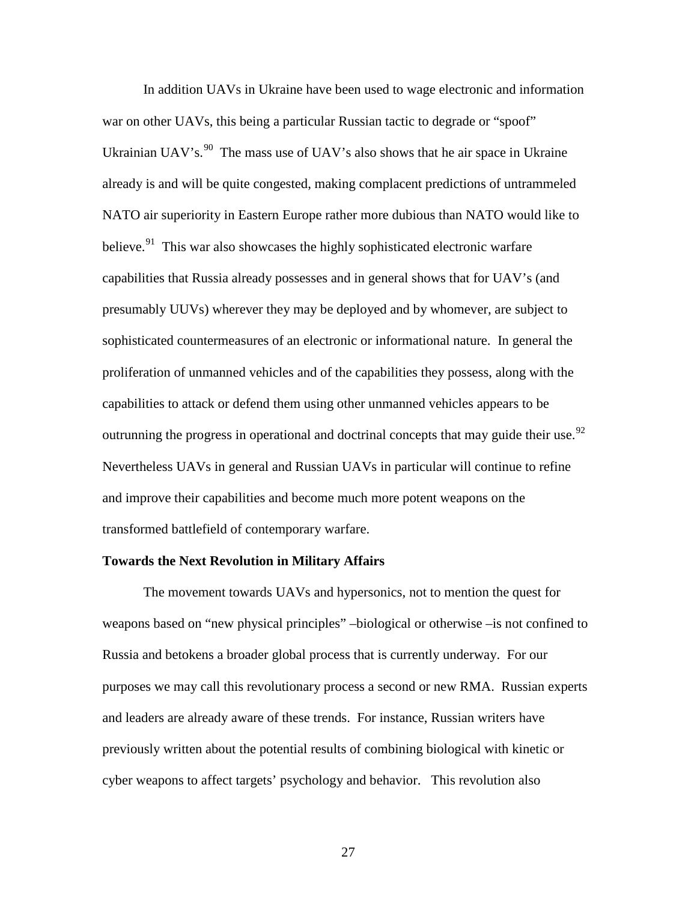In addition UAVs in Ukraine have been used to wage electronic and information war on other UAVs, this being a particular Russian tactic to degrade or "spoof" Ukrainian UAV's.[90] The mass use of UAV's also shows that he air space in Ukraine already is and will be quite congested, making complacent predictions of untrammeled NATO air superiority in Eastern Europe rather more dubious than NATO would like to believe.[91] This war also showcases the highly sophisticated electronic warfare capabilities that Russia already possesses and in general shows that for UAV's (and presumably UUVs) wherever they may be deployed and by whomever, are subject to sophisticated countermeasures of an electronic or informational nature. In general the proliferation of unmanned vehicles and of the capabilities they possess, along with the capabilities to attack or defend them using other unmanned vehicles appears to be outrunning the progress in operational and doctrinal concepts that may guide their use.[92] Nevertheless UAVs in general and Russian UAVs in particular will continue to refine and improve their capabilities and become much more potent weapons on the transformed battlefield of contemporary warfare.

**Towards the Next Revolution in Military Affairs**

The movement towards UAVs and hypersonics, not to mention the quest for weapons based on "new physical principles" –biological or otherwise –is not confined to Russia and betokens a broader global process that is currently underway. For our purposes we may call this revolutionary process a second or new RMA. Russian experts and leaders are already aware of these trends. For instance, Russian writers have previously written about the potential results of combining biological with kinetic or cyber weapons to affect targets' psychology and behavior. This revolution also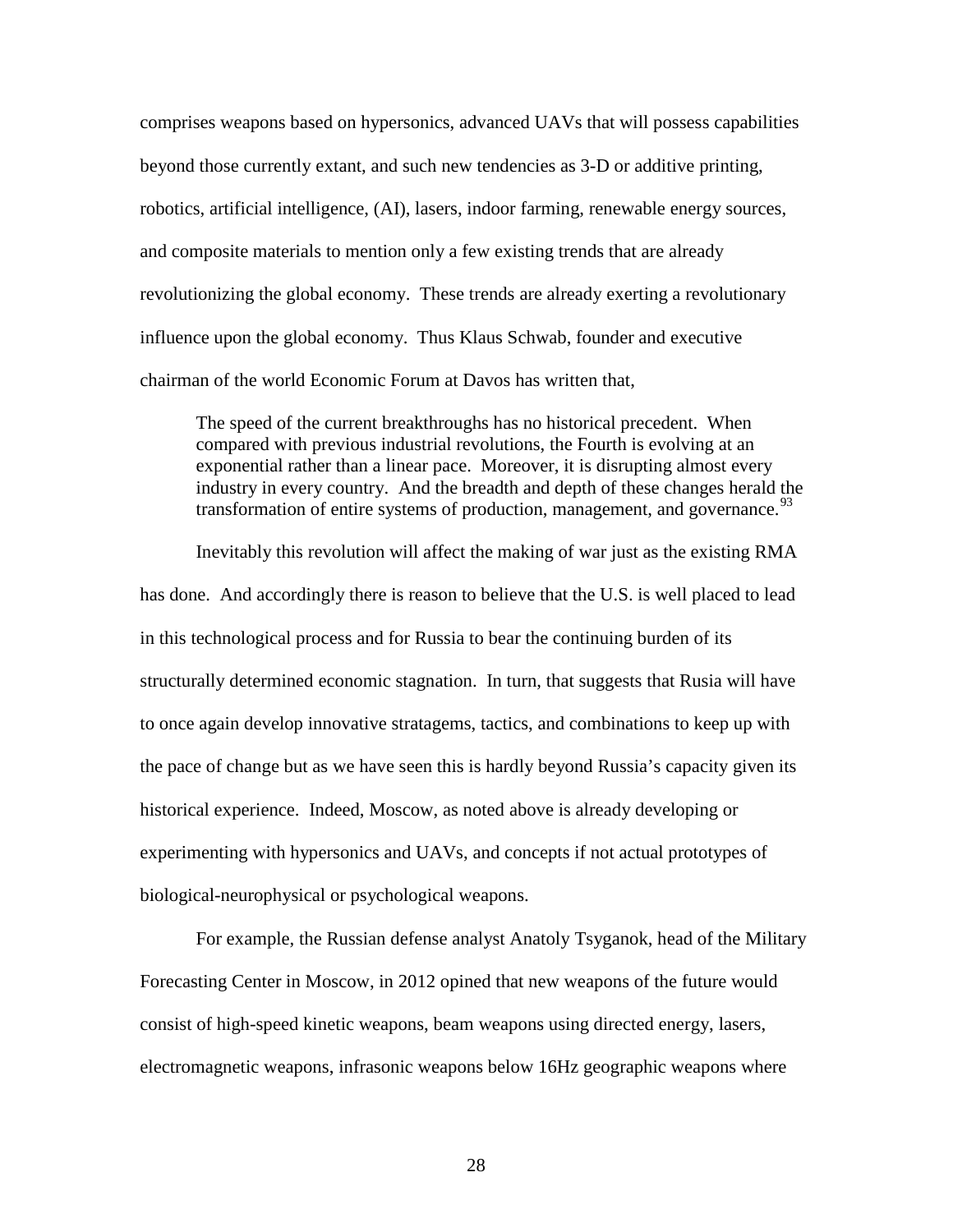comprises weapons based on hypersonics, advanced UAVs that will possess capabilities beyond those currently extant, and such new tendencies as 3-D or additive printing, robotics, artificial intelligence, (AI), lasers, indoor farming, renewable energy sources, and composite materials to mention only a few existing trends that are already revolutionizing the global economy. These trends are already exerting a revolutionary influence upon the global economy. Thus Klaus Schwab, founder and executive chairman of the world Economic Forum at Davos has written that,

> The speed of the current breakthroughs has no historical precedent. When compared with previous industrial revolutions, the Fourth is evolving at an exponential rather than a linear pace. Moreover, it is disrupting almost every industry in every country. And the breadth and depth of these changes herald the transformation of entire systems of production, management, and governance.[93]

Inevitably this revolution will affect the making of war just as the existing RMA has done. And accordingly there is reason to believe that the U.S. is well placed to lead in this technological process and for Russia to bear the continuing burden of its structurally determined economic stagnation. In turn, that suggests that Rusia will have to once again develop innovative stratagems, tactics, and combinations to keep up with the pace of change but as we have seen this is hardly beyond Russia's capacity given its historical experience. Indeed, Moscow, as noted above is already developing or experimenting with hypersonics and UAVs, and concepts if not actual prototypes of biological-neurophysical or psychological weapons.

For example, the Russian defense analyst Anatoly Tsyganok, head of the Military Forecasting Center in Moscow, in 2012 opined that new weapons of the future would consist of high-speed kinetic weapons, beam weapons using directed energy, lasers, electromagnetic weapons, infrasonic weapons below 16Hz geographic weapons where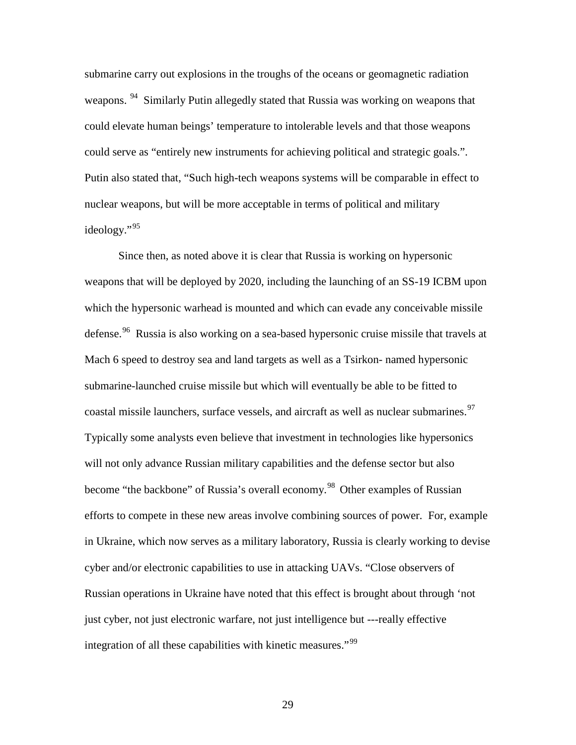submarine carry out explosions in the troughs of the oceans or geomagnetic radiation weapons. [94] Similarly Putin allegedly stated that Russia was working on weapons that could elevate human beings' temperature to intolerable levels and that those weapons could serve as "entirely new instruments for achieving political and strategic goals.". Putin also stated that, "Such high-tech weapons systems will be comparable in effect to nuclear weapons, but will be more acceptable in terms of political and military ideology."[95]

Since then, as noted above it is clear that Russia is working on hypersonic weapons that will be deployed by 2020, including the launching of an SS-19 ICBM upon which the hypersonic warhead is mounted and which can evade any conceivable missile defense.[96] Russia is also working on a sea-based hypersonic cruise missile that travels at Mach 6 speed to destroy sea and land targets as well as a Tsirkon- named hypersonic submarine-launched cruise missile but which will eventually be able to be fitted to coastal missile launchers, surface vessels, and aircraft as well as nuclear submarines.[97] Typically some analysts even believe that investment in technologies like hypersonics will not only advance Russian military capabilities and the defense sector but also become "the backbone" of Russia's overall economy.[98] Other examples of Russian efforts to compete in these new areas involve combining sources of power. For, example in Ukraine, which now serves as a military laboratory, Russia is clearly working to devise cyber and/or electronic capabilities to use in attacking UAVs. "Close observers of Russian operations in Ukraine have noted that this effect is brought about through 'not just cyber, not just electronic warfare, not just intelligence but ---really effective integration of all these capabilities with kinetic measures."[99]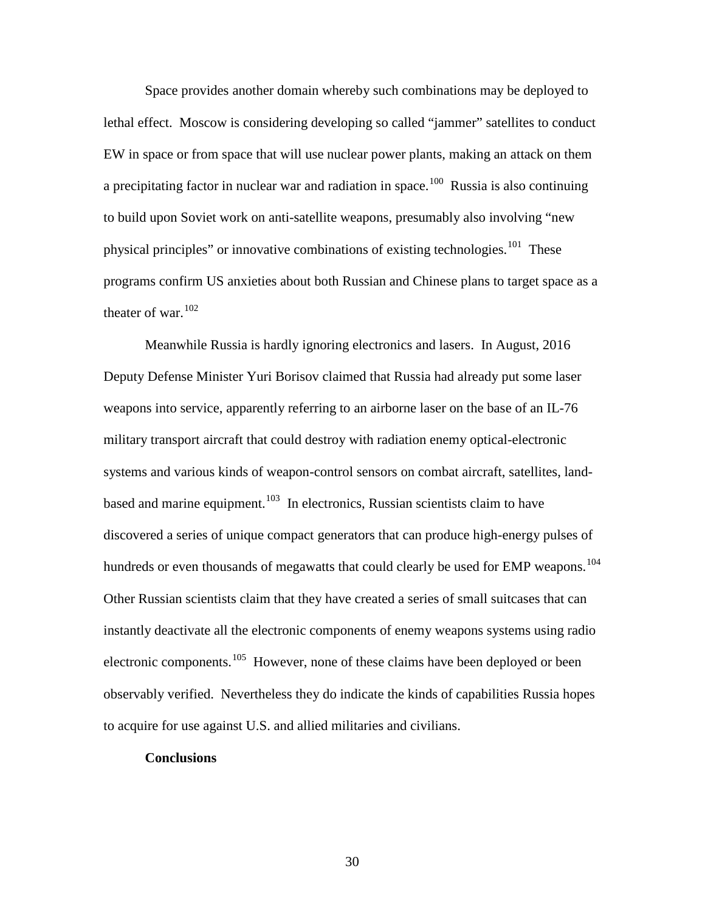Space provides another domain whereby such combinations may be deployed to lethal effect. Moscow is considering developing so called "jammer" satellites to conduct EW in space or from space that will use nuclear power plants, making an attack on them a precipitating factor in nuclear war and radiation in space.[100] Russia is also continuing to build upon Soviet work on anti-satellite weapons, presumably also involving "new physical principles" or innovative combinations of existing technologies.[101] These programs confirm US anxieties about both Russian and Chinese plans to target space as a theater of war.[102]

Meanwhile Russia is hardly ignoring electronics and lasers. In August, 2016 Deputy Defense Minister Yuri Borisov claimed that Russia had already put some laser weapons into service, apparently referring to an airborne laser on the base of an IL-76 military transport aircraft that could destroy with radiation enemy optical-electronic systems and various kinds of weapon-control sensors on combat aircraft, satellites, land-based and marine equipment.[103] In electronics, Russian scientists claim to have discovered a series of unique compact generators that can produce high-energy pulses of hundreds or even thousands of megawatts that could clearly be used for EMP weapons.[104] Other Russian scientists claim that they have created a series of small suitcases that can instantly deactivate all the electronic components of enemy weapons systems using radio electronic components.[105] However, none of these claims have been deployed or been observably verified. Nevertheless they do indicate the kinds of capabilities Russia hopes to acquire for use against U.S. and allied militaries and civilians.

## Conclusions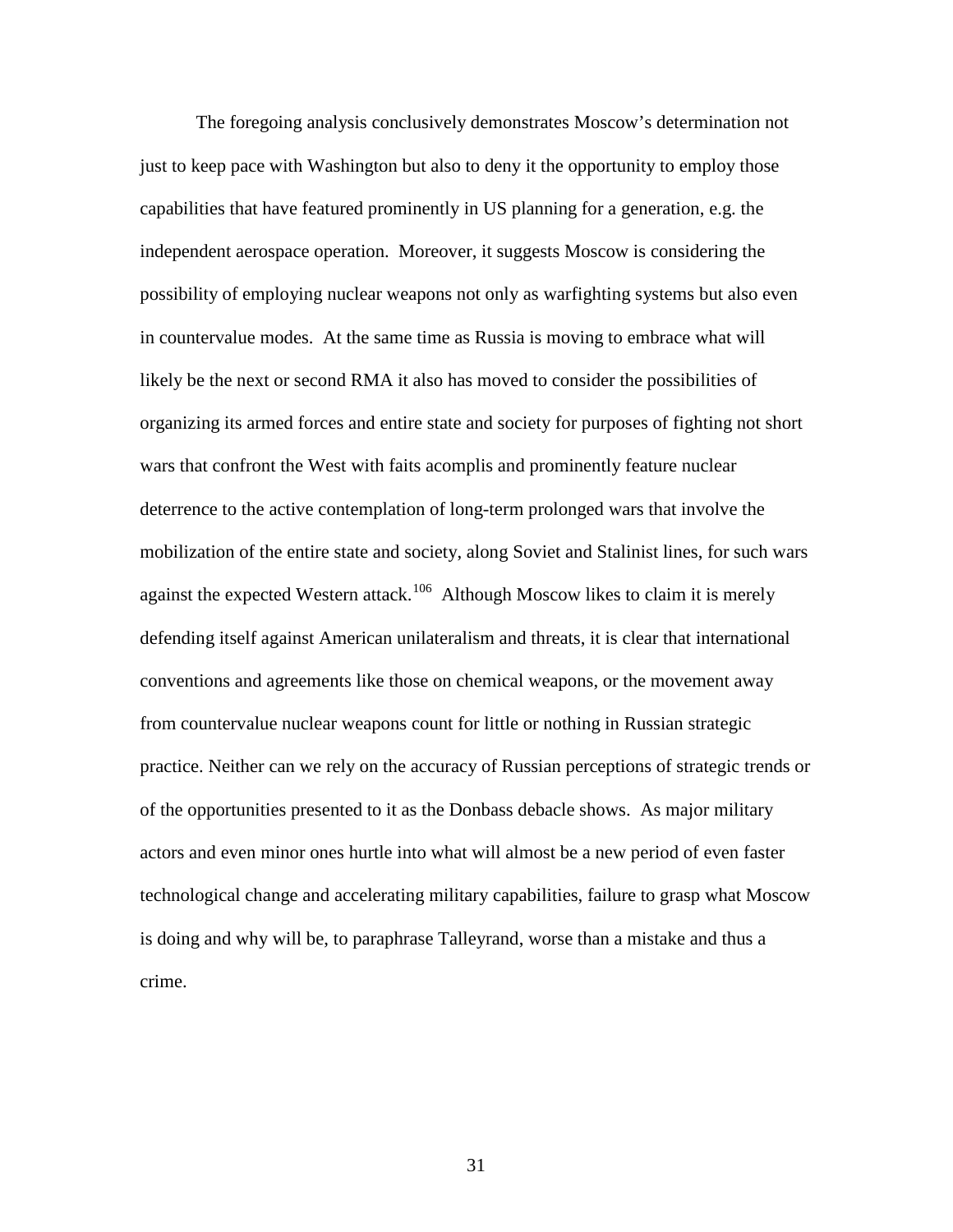The foregoing analysis conclusively demonstrates Moscow's determination not just to keep pace with Washington but also to deny it the opportunity to employ those capabilities that have featured prominently in US planning for a generation, e.g. the independent aerospace operation. Moreover, it suggests Moscow is considering the possibility of employing nuclear weapons not only as warfighting systems but also even in countervalue modes. At the same time as Russia is moving to embrace what will likely be the next or second RMA it also has moved to consider the possibilities of organizing its armed forces and entire state and society for purposes of fighting not short wars that confront the West with faits acomplis and prominently feature nuclear deterrence to the active contemplation of long-term prolonged wars that involve the mobilization of the entire state and society, along Soviet and Stalinist lines, for such wars against the expected Western attack.[106] Although Moscow likes to claim it is merely defending itself against American unilateralism and threats, it is clear that international conventions and agreements like those on chemical weapons, or the movement away from countervalue nuclear weapons count for little or nothing in Russian strategic practice. Neither can we rely on the accuracy of Russian perceptions of strategic trends or of the opportunities presented to it as the Donbass debacle shows. As major military actors and even minor ones hurtle into what will almost be a new period of even faster technological change and accelerating military capabilities, failure to grasp what Moscow is doing and why will be, to paraphrase Talleyrand, worse than a mistake and thus a crime.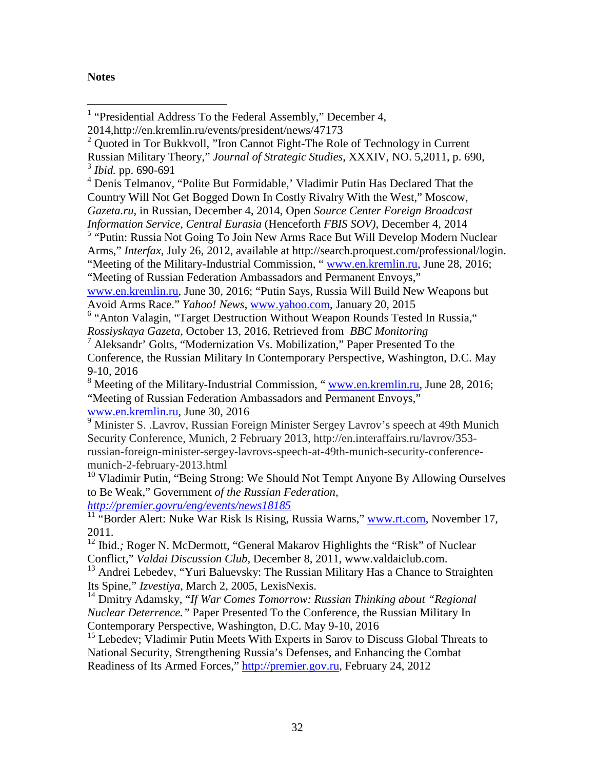**Notes**

[1] "Presidential Address To the Federal Assembly," December 4, 2014,http://en.kremlin.ru/events/president/news/47173

[2] Quoted in Tor Bukkvoll, "Iron Cannot Fight-The Role of Technology in Current Russian Military Theory," *Journal of Strategic Studies*, XXXIV, NO. 5,2011, p. 690,

[3] *Ibid.* pp. 690-691

[4] Denis Telmanov, "Polite But Formidable,' Vladimir Putin Has Declared That the Country Will Not Get Bogged Down In Costly Rivalry With the West," Moscow, *Gazeta.ru*, in Russian, December 4, 2014, Open *Source Center Foreign Broadcast Information Service, Central Eurasia* (Henceforth *FBIS SOV)*, December 4, 2014

[5] "Putin: Russia Not Going To Join New Arms Race But Will Develop Modern Nuclear Arms," *Interfax*, July 26, 2012, available at http://search.proquest.com/professional/login. "Meeting of the Military-Industrial Commission, " www.en.kremlin.ru, June 28, 2016; "Meeting of Russian Federation Ambassadors and Permanent Envoys," www.en.kremlin.ru, June 30, 2016; "Putin Says, Russia Will Build New Weapons but Avoid Arms Race." *Yahoo! News*, www.yahoo.com, January 20, 2015

[6] "Anton Valagin, "Target Destruction Without Weapon Rounds Tested In Russia," *Rossiyskaya Gazeta*, October 13, 2016, Retrieved from *BBC Monitoring*

[7] Aleksandr' Golts, "Modernization Vs. Mobilization," Paper Presented To the Conference, the Russian Military In Contemporary Perspective, Washington, D.C. May 9-10, 2016

[8] Meeting of the Military-Industrial Commission, " www.en.kremlin.ru, June 28, 2016; "Meeting of Russian Federation Ambassadors and Permanent Envoys," www.en.kremlin.ru, June 30, 2016

[9] Minister S. .Lavrov, Russian Foreign Minister Sergey Lavrov's speech at 49th Munich Security Conference, Munich, 2 February 2013, http://en.interaffairs.ru/lavrov/353-russian-foreign-minister-sergey-lavrovs-speech-at-49th-munich-security-conference-munich-2-february-2013.html

[10] Vladimir Putin, "Being Strong: We Should Not Tempt Anyone By Allowing Ourselves to Be Weak," Government *of the Russian Federation*, *http://premier.govru/eng/events/news18185*

[11] "Border Alert: Nuke War Risk Is Rising, Russia Warns," www.rt.com, November 17, 2011.

[12] Ibid.*;* Roger N. McDermott, "General Makarov Highlights the "Risk" of Nuclear Conflict," *Valdai Discussion Club,* December 8, 2011, www.valdaiclub.com.

[13] Andrei Lebedev, "Yuri Baluevsky: The Russian Military Has a Chance to Straighten Its Spine," *Izvestiya*, March 2, 2005, LexisNexis.

[14] Dmitry Adamsky, "*If War Comes Tomorrow: Russian Thinking about "Regional Nuclear Deterrence."* Paper Presented To the Conference, the Russian Military In Contemporary Perspective, Washington, D.C. May 9-10, 2016

[15] Lebedev; Vladimir Putin Meets With Experts in Sarov to Discuss Global Threats to National Security, Strengthening Russia's Defenses, and Enhancing the Combat Readiness of Its Armed Forces," http://premier.gov.ru, February 24, 2012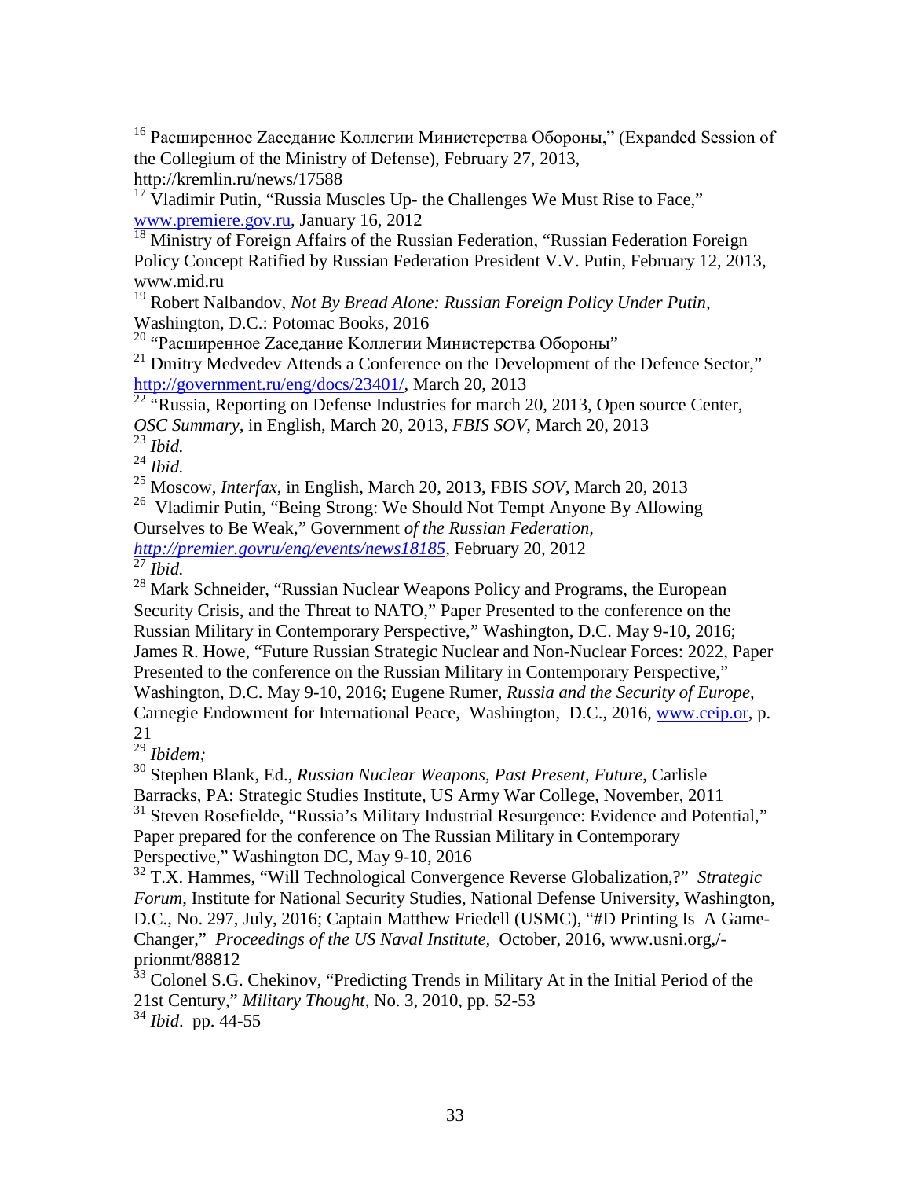[16] Расширенное Zаседание Коллегии Министерства Обороны," (Expanded Session of the Collegium of the Ministry of Defense), February 27, 2013, http://kremlin.ru/news/17588

[17] Vladimir Putin, "Russia Muscles Up- the Challenges We Must Rise to Face," www.premiere.gov.ru, January 16, 2012

[18] Ministry of Foreign Affairs of the Russian Federation, "Russian Federation Foreign Policy Concept Ratified by Russian Federation President V.V. Putin, February 12, 2013, www.mid.ru

[19] Robert Nalbandov, *Not By Bread Alone: Russian Foreign Policy Under Putin,* Washington, D.C.: Potomac Books, 2016

[20] "Расширенное Zаседание Коллегии Министерства Обороны"

[21] Dmitry Medvedev Attends a Conference on the Development of the Defence Sector," http://government.ru/eng/docs/23401/, March 20, 2013

[22] "Russia, Reporting on Defense Industries for march 20, 2013, Open source Center, *OSC Summary,* in English, March 20, 2013, *FBIS SOV,* March 20, 2013

[23] *Ibid.*

[24] *Ibid.*

[25] Moscow, *Interfax*, in English, March 20, 2013, FBIS *SOV*, March 20, 2013

[26] Vladimir Putin, "Being Strong: We Should Not Tempt Anyone By Allowing Ourselves to Be Weak," Government *of the Russian Federation, http://premier.govru/eng/events/news18185*, February 20, 2012

[27] *Ibid.*

[28] Mark Schneider, "Russian Nuclear Weapons Policy and Programs, the European Security Crisis, and the Threat to NATO," Paper Presented to the conference on the Russian Military in Contemporary Perspective," Washington, D.C. May 9-10, 2016; James R. Howe, "Future Russian Strategic Nuclear and Non-Nuclear Forces: 2022, Paper Presented to the conference on the Russian Military in Contemporary Perspective," Washington, D.C. May 9-10, 2016; Eugene Rumer, *Russia and the Security of Europe,* Carnegie Endowment for International Peace, Washington, D.C., 2016, www.ceip.or, p. 21

[29] *Ibidem;*

[30] Stephen Blank, Ed., *Russian Nuclear Weapons, Past Present, Future*, Carlisle Barracks, PA: Strategic Studies Institute, US Army War College, November, 2011

[31] Steven Rosefielde, "Russia's Military Industrial Resurgence: Evidence and Potential," Paper prepared for the conference on The Russian Military in Contemporary Perspective," Washington DC, May 9-10, 2016

[32] T.X. Hammes, "Will Technological Convergence Reverse Globalization,?" *Strategic Forum*, Institute for National Security Studies, National Defense University, Washington, D.C., No. 297, July, 2016; Captain Matthew Friedell (USMC), "#D Printing Is A Game-Changer," *Proceedings of the US Naval Institute*, October, 2016, www.usni.org,/-prionmt/88812

[33] Colonel S.G. Chekinov, "Predicting Trends in Military At in the Initial Period of the 21st Century," *Military Thought*, No. 3, 2010, pp. 52-53

[34] *Ibid.* pp. 44-55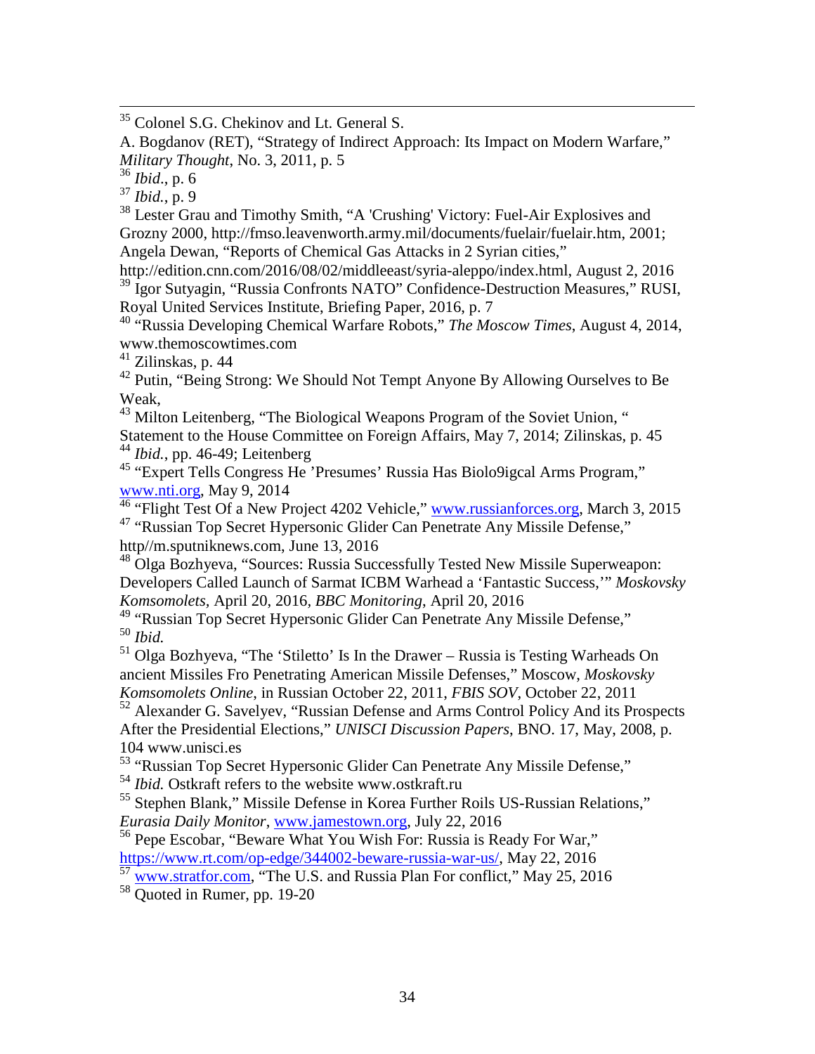[35] Colonel S.G. Chekinov and Lt. General S.
A. Bogdanov (RET), "Strategy of Indirect Approach: Its Impact on Modern Warfare," *Military Thought*, No. 3, 2011, p. 5

[36] *Ibid*., p. 6

[37] *Ibid.*, p. 9

[38] Lester Grau and Timothy Smith, "A 'Crushing' Victory: Fuel-Air Explosives and Grozny 2000, http://fmso.leavenworth.army.mil/documents/fuelair/fuelair.htm, 2001; Angela Dewan, "Reports of Chemical Gas Attacks in 2 Syrian cities," http://edition.cnn.com/2016/08/02/middleeast/syria-aleppo/index.html, August 2, 2016

[39] Igor Sutyagin, "Russia Confronts NATO" Confidence-Destruction Measures," RUSI, Royal United Services Institute, Briefing Paper, 2016, p. 7

[40] "Russia Developing Chemical Warfare Robots," *The Moscow Times*, August 4, 2014, www.themoscowtimes.com

[41] Zilinskas, p. 44

[42] Putin, "Being Strong: We Should Not Tempt Anyone By Allowing Ourselves to Be Weak,

[43] Milton Leitenberg, "The Biological Weapons Program of the Soviet Union, " Statement to the House Committee on Foreign Affairs, May 7, 2014; Zilinskas, p. 45

[44] *Ibid.*, pp. 46-49; Leitenberg

[45] "Expert Tells Congress He 'Presumes' Russia Has Biolo9igcal Arms Program," www.nti.org, May 9, 2014

[46] "Flight Test Of a New Project 4202 Vehicle," www.russianforces.org, March 3, 2015

[47] "Russian Top Secret Hypersonic Glider Can Penetrate Any Missile Defense," http//m.sputniknews.com, June 13, 2016

[48] Olga Bozhyeva, "Sources: Russia Successfully Tested New Missile Superweapon: Developers Called Launch of Sarmat ICBM Warhead a 'Fantastic Success,'" *Moskovsky Komsomolets*, April 20, 2016, *BBC Monitoring*, April 20, 2016

[49] "Russian Top Secret Hypersonic Glider Can Penetrate Any Missile Defense,"

[50] *Ibid.*

[51] Olga Bozhyeva, "The 'Stiletto' Is In the Drawer – Russia is Testing Warheads On ancient Missiles Fro Penetrating American Missile Defenses," Moscow, *Moskovsky Komsomolets Online*, in Russian October 22, 2011, *FBIS SOV*, October 22, 2011

[52] Alexander G. Savelyev, "Russian Defense and Arms Control Policy And its Prospects After the Presidential Elections," *UNISCI Discussion Papers*, BNO. 17, May, 2008, p. 104 www.unisci.es

[53] "Russian Top Secret Hypersonic Glider Can Penetrate Any Missile Defense,"

[54] *Ibid.* Ostkraft refers to the website www.ostkraft.ru

[55] Stephen Blank," Missile Defense in Korea Further Roils US-Russian Relations," *Eurasia Daily Monitor*, www.jamestown.org, July 22, 2016

[56] Pepe Escobar, "Beware What You Wish For: Russia is Ready For War," https://www.rt.com/op-edge/344002-beware-russia-war-us/, May 22, 2016

[57] www.stratfor.com, "The U.S. and Russia Plan For conflict," May 25, 2016

[58] Quoted in Rumer, pp. 19-20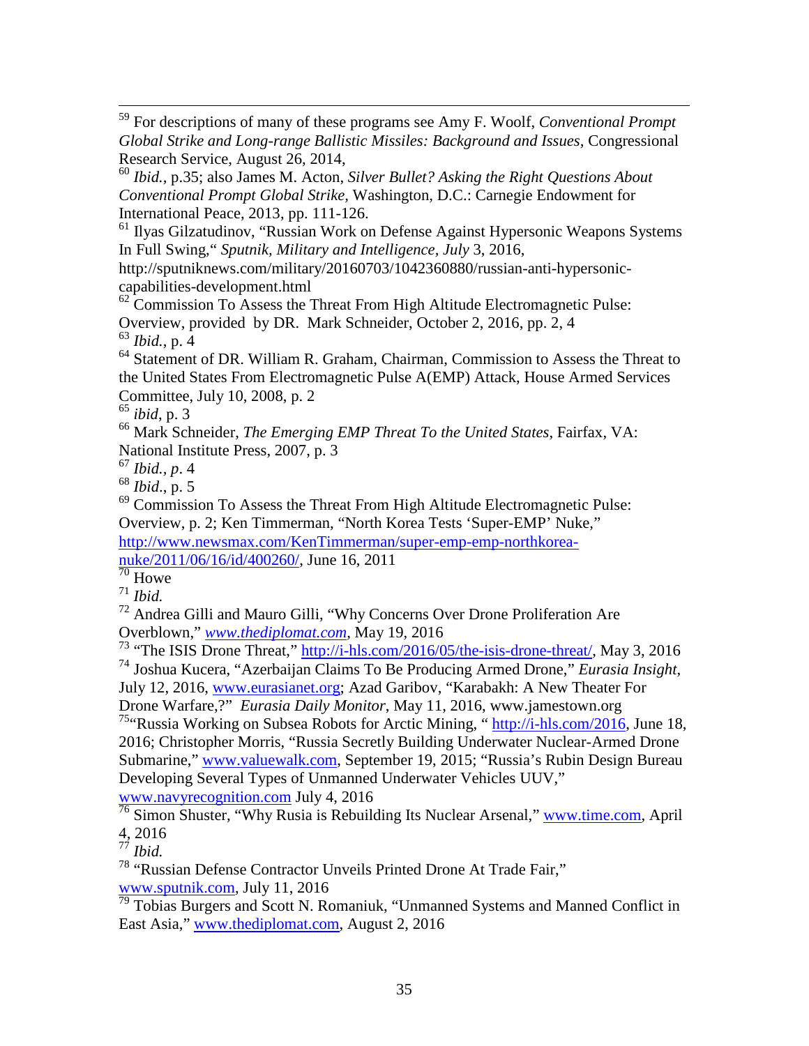[59] For descriptions of many of these programs see Amy F. Woolf, *Conventional Prompt Global Strike and Long-range Ballistic Missiles: Background and Issues*, Congressional Research Service, August 26, 2014,

[60] *Ibid.*, p.35; also James M. Acton, *Silver Bullet? Asking the Right Questions About Conventional Prompt Global Strike*, Washington, D.C.: Carnegie Endowment for International Peace, 2013, pp. 111-126.

[61] Ilyas Gilzatudinov, "Russian Work on Defense Against Hypersonic Weapons Systems In Full Swing," *Sputnik, Military and Intelligence, July* 3, 2016, http://sputniknews.com/military/20160703/1042360880/russian-anti-hypersonic-capabilities-development.html

[62] Commission To Assess the Threat From High Altitude Electromagnetic Pulse: Overview, provided by DR. Mark Schneider, October 2, 2016, pp. 2, 4

[63] *Ibid.*, p. 4

[64] Statement of DR. William R. Graham, Chairman, Commission to Assess the Threat to the United States From Electromagnetic Pulse A(EMP) Attack, House Armed Services Committee, July 10, 2008, p. 2

[65] *ibid*, p. 3

[66] Mark Schneider, *The Emerging EMP Threat To the United States*, Fairfax, VA: National Institute Press, 2007, p. 3

[67] *Ibid., p*. 4

[68] *Ibid*., p. 5

[69] Commission To Assess the Threat From High Altitude Electromagnetic Pulse: Overview, p. 2; Ken Timmerman, "North Korea Tests 'Super-EMP' Nuke," http://www.newsmax.com/KenTimmerman/super-emp-emp-northkorea-nuke/2011/06/16/id/400260/, June 16, 2011

[70] Howe

[71] *Ibid.*

[72] Andrea Gilli and Mauro Gilli, "Why Concerns Over Drone Proliferation Are Overblown," *www.thediplomat.com*, May 19, 2016

[73] "The ISIS Drone Threat," http://i-hls.com/2016/05/the-isis-drone-threat/, May 3, 2016

[74] Joshua Kucera, "Azerbaijan Claims To Be Producing Armed Drone," *Eurasia Insight*, July 12, 2016, www.eurasianet.org; Azad Garibov, "Karabakh: A New Theater For Drone Warfare,?" *Eurasia Daily Monitor*, May 11, 2016, www.jamestown.org

[75] "Russia Working on Subsea Robots for Arctic Mining, " http://i-hls.com/2016, June 18, 2016; Christopher Morris, "Russia Secretly Building Underwater Nuclear-Armed Drone Submarine," www.valuewalk.com, September 19, 2015; "Russia's Rubin Design Bureau Developing Several Types of Unmanned Underwater Vehicles UUV," www.navyrecognition.com July 4, 2016

[76] Simon Shuster, "Why Rusia is Rebuilding Its Nuclear Arsenal," www.time.com, April 4, 2016

[77] *Ibid.*

[78] "Russian Defense Contractor Unveils Printed Drone At Trade Fair," www.sputnik.com, July 11, 2016

[79] Tobias Burgers and Scott N. Romaniuk, "Unmanned Systems and Manned Conflict in East Asia," www.thediplomat.com, August 2, 2016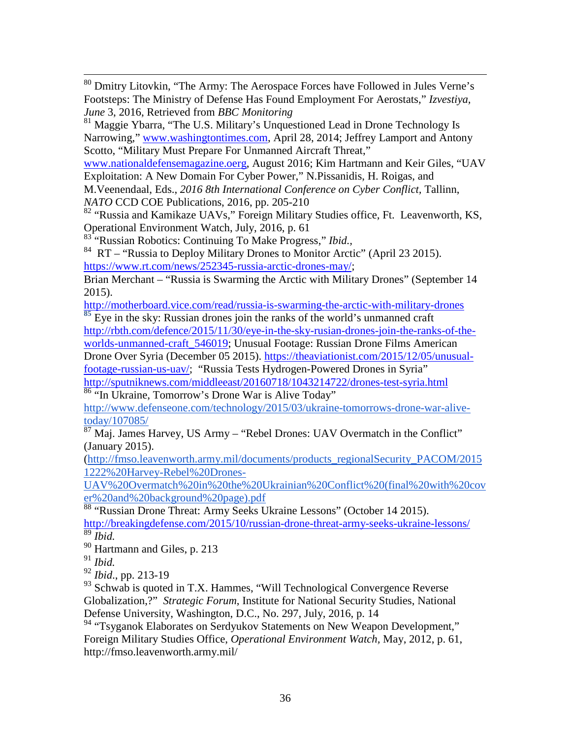[80] Dmitry Litovkin, "The Army: The Aerospace Forces have Followed in Jules Verne's Footsteps: The Ministry of Defense Has Found Employment For Aerostats," *Izvestiya, June* 3, 2016, Retrieved from *BBC Monitoring*

[81] Maggie Ybarra, "The U.S. Military's Unquestioned Lead in Drone Technology Is Narrowing," www.washingtontimes.com, April 28, 2014; Jeffrey Lamport and Antony Scotto, "Military Must Prepare For Unmanned Aircraft Threat," www.nationaldefensemagazine.oerg, August 2016; Kim Hartmann and Keir Giles, "UAV Exploitation: A New Domain For Cyber Power," N.Pissanidis, H. Roigas, and M.Veenendaal, Eds., *2016 8th International Conference on Cyber Conflict*, Tallinn, *NATO* CCD COE Publications, 2016, pp. 205-210

[82] "Russia and Kamikaze UAVs," Foreign Military Studies office, Ft. Leavenworth, KS, Operational Environment Watch, July, 2016, p. 61

[83] "Russian Robotics: Continuing To Make Progress," *Ibid.,*

[84] RT – "Russia to Deploy Military Drones to Monitor Arctic" (April 23 2015). https://www.rt.com/news/252345-russia-arctic-drones-may/;
Brian Merchant – "Russia is Swarming the Arctic with Military Drones" (September 14 2015).
http://motherboard.vice.com/read/russia-is-swarming-the-arctic-with-military-drones

[85] Eye in the sky: Russian drones join the ranks of the world's unmanned craft http://rbth.com/defence/2015/11/30/eye-in-the-sky-rusian-drones-join-the-ranks-of-the-worlds-unmanned-craft_546019; Unusual Footage: Russian Drone Films American Drone Over Syria (December 05 2015). https://theaviationist.com/2015/12/05/unusual-footage-russian-us-uav/; "Russia Tests Hydrogen-Powered Drones in Syria" http://sputniknews.com/middleeast/20160718/1043214722/drones-test-syria.html

[86] "In Ukraine, Tomorrow's Drone War is Alive Today" http://www.defenseone.com/technology/2015/03/ukraine-tomorrows-drone-war-alive-today/107085/

[87] Maj. James Harvey, US Army – "Rebel Drones: UAV Overmatch in the Conflict" (January 2015).
(http://fmso.leavenworth.army.mil/documents/products_regionalSecurity_PACOM/20151222%20Harvey-Rebel%20Drones-UAV%20Overmatch%20in%20the%20Ukrainian%20Conflict%20(final%20with%20cover%20and%20background%20page).pdf

[88] "Russian Drone Threat: Army Seeks Ukraine Lessons" (October 14 2015). http://breakingdefense.com/2015/10/russian-drone-threat-army-seeks-ukraine-lessons/

[89] *Ibid.*

[90] Hartmann and Giles, p. 213

[91] *Ibid.*

[92] *Ibid*., pp. 213-19

[93] Schwab is quoted in T.X. Hammes, "Will Technological Convergence Reverse Globalization,?" *Strategic Forum*, Institute for National Security Studies, National Defense University, Washington, D.C., No. 297, July, 2016, p. 14

[94] "Tsyganok Elaborates on Serdyukov Statements on New Weapon Development," Foreign Military Studies Office, *Operational Environment Watch*, May, 2012, p. 61, http://fmso.leavenworth.army.mil/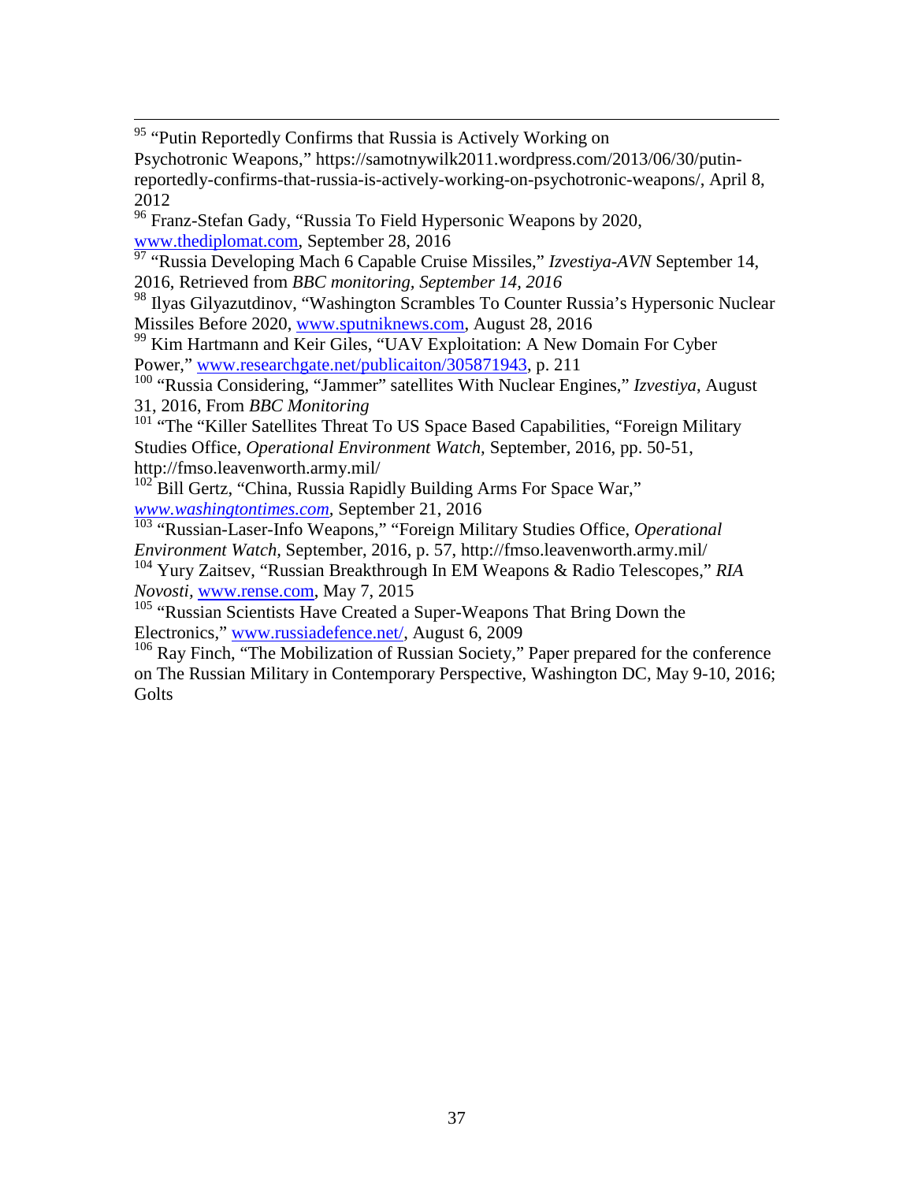[95] "Putin Reportedly Confirms that Russia is Actively Working on Psychotronic Weapons," https://samotnywilk2011.wordpress.com/2013/06/30/putin-reportedly-confirms-that-russia-is-actively-working-on-psychotronic-weapons/, April 8, 2012

[96] Franz-Stefan Gady, "Russia To Field Hypersonic Weapons by 2020, www.thediplomat.com, September 28, 2016

[97] "Russia Developing Mach 6 Capable Cruise Missiles," *Izvestiya-AVN* September 14, 2016, Retrieved from *BBC monitoring, September 14, 2016*

[98] Ilyas Gilyazutdinov, "Washington Scrambles To Counter Russia's Hypersonic Nuclear Missiles Before 2020, www.sputniknews.com, August 28, 2016

[99] Kim Hartmann and Keir Giles, "UAV Exploitation: A New Domain For Cyber Power," www.researchgate.net/publicaiton/305871943, p. 211

[100] "Russia Considering, "Jammer" satellites With Nuclear Engines," *Izvestiya*, August 31, 2016, From *BBC Monitoring*

[101] "The "Killer Satellites Threat To US Space Based Capabilities, "Foreign Military Studies Office, *Operational Environment Watch*, September, 2016, pp. 50-51, http://fmso.leavenworth.army.mil/

[102] Bill Gertz, "China, Russia Rapidly Building Arms For Space War," *www.washingtontimes.com*, September 21, 2016

[103] "Russian-Laser-Info Weapons," "Foreign Military Studies Office, *Operational Environment Watch*, September, 2016, p. 57, http://fmso.leavenworth.army.mil/

[104] Yury Zaitsev, "Russian Breakthrough In EM Weapons & Radio Telescopes," *RIA Novosti*, www.rense.com, May 7, 2015

[105] "Russian Scientists Have Created a Super-Weapons That Bring Down the Electronics," www.russiadefence.net/, August 6, 2009

[106] Ray Finch, "The Mobilization of Russian Society," Paper prepared for the conference on The Russian Military in Contemporary Perspective, Washington DC, May 9-10, 2016; Golts